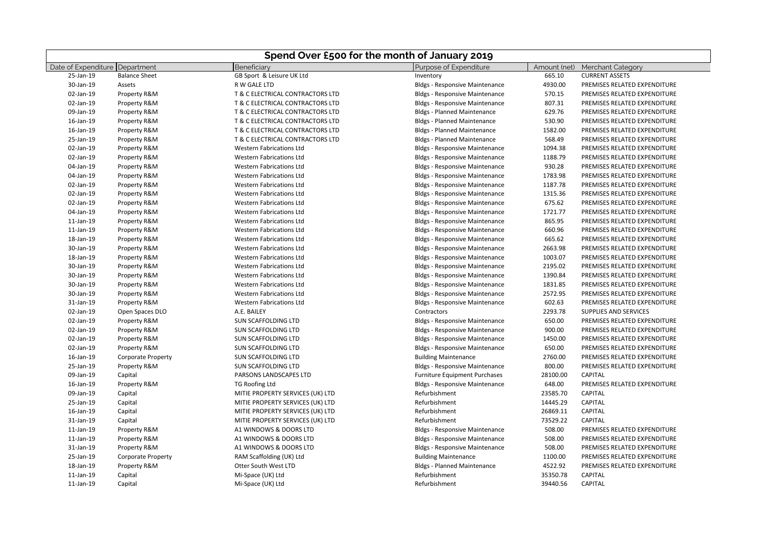# Spend Over £500 for the month of January 2019

| Date of Expenditure | Department | Beneficiary | Purpose of Expenditure | Amount (net) | Merchant Category |
|---|---|---|---|---|---|
| 25-Jan-19 | Balance Sheet | GB Sport & Leisure UK Ltd | Inventory | 665.10 | CURRENT ASSETS |
| 30-Jan-19 | Assets | R W GALE LTD | Bldgs - Responsive Maintenance | 4930.00 | PREMISES RELATED EXPENDITURE |
| 02-Jan-19 | Property R&M | T & C ELECTRICAL CONTRACTORS LTD | Bldgs - Responsive Maintenance | 570.15 | PREMISES RELATED EXPENDITURE |
| 02-Jan-19 | Property R&M | T & C ELECTRICAL CONTRACTORS LTD | Bldgs - Responsive Maintenance | 807.31 | PREMISES RELATED EXPENDITURE |
| 09-Jan-19 | Property R&M | T & C ELECTRICAL CONTRACTORS LTD | Bldgs - Planned Maintenance | 629.76 | PREMISES RELATED EXPENDITURE |
| 16-Jan-19 | Property R&M | T & C ELECTRICAL CONTRACTORS LTD | Bldgs - Planned Maintenance | 530.90 | PREMISES RELATED EXPENDITURE |
| 16-Jan-19 | Property R&M | T & C ELECTRICAL CONTRACTORS LTD | Bldgs - Planned Maintenance | 1582.00 | PREMISES RELATED EXPENDITURE |
| 25-Jan-19 | Property R&M | T & C ELECTRICAL CONTRACTORS LTD | Bldgs - Planned Maintenance | 568.49 | PREMISES RELATED EXPENDITURE |
| 02-Jan-19 | Property R&M | Western Fabrications Ltd | Bldgs - Responsive Maintenance | 1094.38 | PREMISES RELATED EXPENDITURE |
| 02-Jan-19 | Property R&M | Western Fabrications Ltd | Bldgs - Responsive Maintenance | 1188.79 | PREMISES RELATED EXPENDITURE |
| 04-Jan-19 | Property R&M | Western Fabrications Ltd | Bldgs - Responsive Maintenance | 930.28 | PREMISES RELATED EXPENDITURE |
| 04-Jan-19 | Property R&M | Western Fabrications Ltd | Bldgs - Responsive Maintenance | 1783.98 | PREMISES RELATED EXPENDITURE |
| 02-Jan-19 | Property R&M | Western Fabrications Ltd | Bldgs - Responsive Maintenance | 1187.78 | PREMISES RELATED EXPENDITURE |
| 02-Jan-19 | Property R&M | Western Fabrications Ltd | Bldgs - Responsive Maintenance | 1315.36 | PREMISES RELATED EXPENDITURE |
| 02-Jan-19 | Property R&M | Western Fabrications Ltd | Bldgs - Responsive Maintenance | 675.62 | PREMISES RELATED EXPENDITURE |
| 04-Jan-19 | Property R&M | Western Fabrications Ltd | Bldgs - Responsive Maintenance | 1721.77 | PREMISES RELATED EXPENDITURE |
| 11-Jan-19 | Property R&M | Western Fabrications Ltd | Bldgs - Responsive Maintenance | 865.95 | PREMISES RELATED EXPENDITURE |
| 11-Jan-19 | Property R&M | Western Fabrications Ltd | Bldgs - Responsive Maintenance | 660.96 | PREMISES RELATED EXPENDITURE |
| 18-Jan-19 | Property R&M | Western Fabrications Ltd | Bldgs - Responsive Maintenance | 665.62 | PREMISES RELATED EXPENDITURE |
| 30-Jan-19 | Property R&M | Western Fabrications Ltd | Bldgs - Responsive Maintenance | 2663.98 | PREMISES RELATED EXPENDITURE |
| 18-Jan-19 | Property R&M | Western Fabrications Ltd | Bldgs - Responsive Maintenance | 1003.07 | PREMISES RELATED EXPENDITURE |
| 30-Jan-19 | Property R&M | Western Fabrications Ltd | Bldgs - Responsive Maintenance | 2195.02 | PREMISES RELATED EXPENDITURE |
| 30-Jan-19 | Property R&M | Western Fabrications Ltd | Bldgs - Responsive Maintenance | 1390.84 | PREMISES RELATED EXPENDITURE |
| 30-Jan-19 | Property R&M | Western Fabrications Ltd | Bldgs - Responsive Maintenance | 1831.85 | PREMISES RELATED EXPENDITURE |
| 30-Jan-19 | Property R&M | Western Fabrications Ltd | Bldgs - Responsive Maintenance | 2572.95 | PREMISES RELATED EXPENDITURE |
| 31-Jan-19 | Property R&M | Western Fabrications Ltd | Bldgs - Responsive Maintenance | 602.63 | PREMISES RELATED EXPENDITURE |
| 02-Jan-19 | Open Spaces DLO | A.E. BAILEY | Contractors | 2293.78 | SUPPLIES AND SERVICES |
| 02-Jan-19 | Property R&M | SUN SCAFFOLDING LTD | Bldgs - Responsive Maintenance | 650.00 | PREMISES RELATED EXPENDITURE |
| 02-Jan-19 | Property R&M | SUN SCAFFOLDING LTD | Bldgs - Responsive Maintenance | 900.00 | PREMISES RELATED EXPENDITURE |
| 02-Jan-19 | Property R&M | SUN SCAFFOLDING LTD | Bldgs - Responsive Maintenance | 1450.00 | PREMISES RELATED EXPENDITURE |
| 02-Jan-19 | Property R&M | SUN SCAFFOLDING LTD | Bldgs - Responsive Maintenance | 650.00 | PREMISES RELATED EXPENDITURE |
| 16-Jan-19 | Corporate Property | SUN SCAFFOLDING LTD | Building Maintenance | 2760.00 | PREMISES RELATED EXPENDITURE |
| 25-Jan-19 | Property R&M | SUN SCAFFOLDING LTD | Bldgs - Responsive Maintenance | 800.00 | PREMISES RELATED EXPENDITURE |
| 09-Jan-19 | Capital | PARSONS LANDSCAPES LTD | Furniture Equipment Purchases | 28100.00 | CAPITAL |
| 16-Jan-19 | Property R&M | TG Roofing Ltd | Bldgs - Responsive Maintenance | 648.00 | PREMISES RELATED EXPENDITURE |
| 09-Jan-19 | Capital | MITIE PROPERTY SERVICES (UK) LTD | Refurbishment | 23585.70 | CAPITAL |
| 25-Jan-19 | Capital | MITIE PROPERTY SERVICES (UK) LTD | Refurbishment | 14445.29 | CAPITAL |
| 16-Jan-19 | Capital | MITIE PROPERTY SERVICES (UK) LTD | Refurbishment | 26869.11 | CAPITAL |
| 31-Jan-19 | Capital | MITIE PROPERTY SERVICES (UK) LTD | Refurbishment | 73529.22 | CAPITAL |
| 11-Jan-19 | Property R&M | A1 WINDOWS & DOORS LTD | Bldgs - Responsive Maintenance | 508.00 | PREMISES RELATED EXPENDITURE |
| 11-Jan-19 | Property R&M | A1 WINDOWS & DOORS LTD | Bldgs - Responsive Maintenance | 508.00 | PREMISES RELATED EXPENDITURE |
| 31-Jan-19 | Property R&M | A1 WINDOWS & DOORS LTD | Bldgs - Responsive Maintenance | 508.00 | PREMISES RELATED EXPENDITURE |
| 25-Jan-19 | Corporate Property | RAM Scaffolding (UK) Ltd | Building Maintenance | 1100.00 | PREMISES RELATED EXPENDITURE |
| 18-Jan-19 | Property R&M | Otter South West LTD | Bldgs - Planned Maintenance | 4522.92 | PREMISES RELATED EXPENDITURE |
| 11-Jan-19 | Capital | Mi-Space (UK) Ltd | Refurbishment | 35350.78 | CAPITAL |
| 11-Jan-19 | Capital | Mi-Space (UK) Ltd | Refurbishment | 39440.56 | CAPITAL |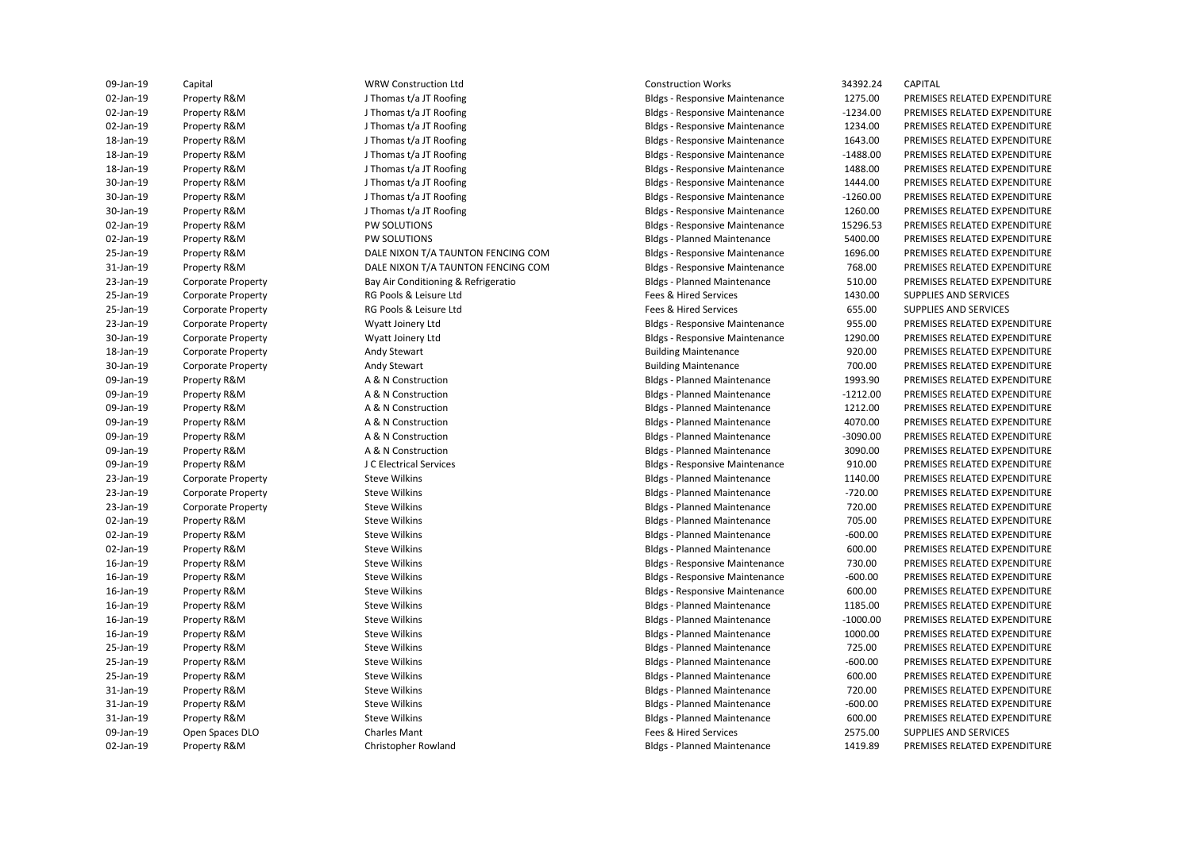| | | | | | |
|---|---|---|---|---|---|
| 09-Jan-19 | Capital | WRW Construction Ltd | Construction Works | 34392.24 | CAPITAL |
| 02-Jan-19 | Property R&M | J Thomas t/a JT Roofing | Bldgs - Responsive Maintenance | 1275.00 | PREMISES RELATED EXPENDITURE |
| 02-Jan-19 | Property R&M | J Thomas t/a JT Roofing | Bldgs - Responsive Maintenance | -1234.00 | PREMISES RELATED EXPENDITURE |
| 02-Jan-19 | Property R&M | J Thomas t/a JT Roofing | Bldgs - Responsive Maintenance | 1234.00 | PREMISES RELATED EXPENDITURE |
| 18-Jan-19 | Property R&M | J Thomas t/a JT Roofing | Bldgs - Responsive Maintenance | 1643.00 | PREMISES RELATED EXPENDITURE |
| 18-Jan-19 | Property R&M | J Thomas t/a JT Roofing | Bldgs - Responsive Maintenance | -1488.00 | PREMISES RELATED EXPENDITURE |
| 18-Jan-19 | Property R&M | J Thomas t/a JT Roofing | Bldgs - Responsive Maintenance | 1488.00 | PREMISES RELATED EXPENDITURE |
| 30-Jan-19 | Property R&M | J Thomas t/a JT Roofing | Bldgs - Responsive Maintenance | 1444.00 | PREMISES RELATED EXPENDITURE |
| 30-Jan-19 | Property R&M | J Thomas t/a JT Roofing | Bldgs - Responsive Maintenance | -1260.00 | PREMISES RELATED EXPENDITURE |
| 30-Jan-19 | Property R&M | J Thomas t/a JT Roofing | Bldgs - Responsive Maintenance | 1260.00 | PREMISES RELATED EXPENDITURE |
| 02-Jan-19 | Property R&M | PW SOLUTIONS | Bldgs - Responsive Maintenance | 15296.53 | PREMISES RELATED EXPENDITURE |
| 02-Jan-19 | Property R&M | PW SOLUTIONS | Bldgs - Planned Maintenance | 5400.00 | PREMISES RELATED EXPENDITURE |
| 25-Jan-19 | Property R&M | DALE NIXON T/A TAUNTON FENCING COM | Bldgs - Responsive Maintenance | 1696.00 | PREMISES RELATED EXPENDITURE |
| 31-Jan-19 | Property R&M | DALE NIXON T/A TAUNTON FENCING COM | Bldgs - Responsive Maintenance | 768.00 | PREMISES RELATED EXPENDITURE |
| 23-Jan-19 | Corporate Property | Bay Air Conditioning & Refrigeratio | Bldgs - Planned Maintenance | 510.00 | PREMISES RELATED EXPENDITURE |
| 25-Jan-19 | Corporate Property | RG Pools & Leisure Ltd | Fees & Hired Services | 1430.00 | SUPPLIES AND SERVICES |
| 25-Jan-19 | Corporate Property | RG Pools & Leisure Ltd | Fees & Hired Services | 655.00 | SUPPLIES AND SERVICES |
| 23-Jan-19 | Corporate Property | Wyatt Joinery Ltd | Bldgs - Responsive Maintenance | 955.00 | PREMISES RELATED EXPENDITURE |
| 30-Jan-19 | Corporate Property | Wyatt Joinery Ltd | Bldgs - Responsive Maintenance | 1290.00 | PREMISES RELATED EXPENDITURE |
| 18-Jan-19 | Corporate Property | Andy Stewart | Building Maintenance | 920.00 | PREMISES RELATED EXPENDITURE |
| 30-Jan-19 | Corporate Property | Andy Stewart | Building Maintenance | 700.00 | PREMISES RELATED EXPENDITURE |
| 09-Jan-19 | Property R&M | A & N Construction | Bldgs - Planned Maintenance | 1993.90 | PREMISES RELATED EXPENDITURE |
| 09-Jan-19 | Property R&M | A & N Construction | Bldgs - Planned Maintenance | -1212.00 | PREMISES RELATED EXPENDITURE |
| 09-Jan-19 | Property R&M | A & N Construction | Bldgs - Planned Maintenance | 1212.00 | PREMISES RELATED EXPENDITURE |
| 09-Jan-19 | Property R&M | A & N Construction | Bldgs - Planned Maintenance | 4070.00 | PREMISES RELATED EXPENDITURE |
| 09-Jan-19 | Property R&M | A & N Construction | Bldgs - Planned Maintenance | -3090.00 | PREMISES RELATED EXPENDITURE |
| 09-Jan-19 | Property R&M | A & N Construction | Bldgs - Planned Maintenance | 3090.00 | PREMISES RELATED EXPENDITURE |
| 09-Jan-19 | Property R&M | J C Electrical Services | Bldgs - Responsive Maintenance | 910.00 | PREMISES RELATED EXPENDITURE |
| 23-Jan-19 | Corporate Property | Steve Wilkins | Bldgs - Planned Maintenance | 1140.00 | PREMISES RELATED EXPENDITURE |
| 23-Jan-19 | Corporate Property | Steve Wilkins | Bldgs - Planned Maintenance | -720.00 | PREMISES RELATED EXPENDITURE |
| 23-Jan-19 | Corporate Property | Steve Wilkins | Bldgs - Planned Maintenance | 720.00 | PREMISES RELATED EXPENDITURE |
| 02-Jan-19 | Property R&M | Steve Wilkins | Bldgs - Planned Maintenance | 705.00 | PREMISES RELATED EXPENDITURE |
| 02-Jan-19 | Property R&M | Steve Wilkins | Bldgs - Planned Maintenance | -600.00 | PREMISES RELATED EXPENDITURE |
| 02-Jan-19 | Property R&M | Steve Wilkins | Bldgs - Planned Maintenance | 600.00 | PREMISES RELATED EXPENDITURE |
| 16-Jan-19 | Property R&M | Steve Wilkins | Bldgs - Responsive Maintenance | 730.00 | PREMISES RELATED EXPENDITURE |
| 16-Jan-19 | Property R&M | Steve Wilkins | Bldgs - Responsive Maintenance | -600.00 | PREMISES RELATED EXPENDITURE |
| 16-Jan-19 | Property R&M | Steve Wilkins | Bldgs - Responsive Maintenance | 600.00 | PREMISES RELATED EXPENDITURE |
| 16-Jan-19 | Property R&M | Steve Wilkins | Bldgs - Planned Maintenance | 1185.00 | PREMISES RELATED EXPENDITURE |
| 16-Jan-19 | Property R&M | Steve Wilkins | Bldgs - Planned Maintenance | -1000.00 | PREMISES RELATED EXPENDITURE |
| 16-Jan-19 | Property R&M | Steve Wilkins | Bldgs - Planned Maintenance | 1000.00 | PREMISES RELATED EXPENDITURE |
| 25-Jan-19 | Property R&M | Steve Wilkins | Bldgs - Planned Maintenance | 725.00 | PREMISES RELATED EXPENDITURE |
| 25-Jan-19 | Property R&M | Steve Wilkins | Bldgs - Planned Maintenance | -600.00 | PREMISES RELATED EXPENDITURE |
| 25-Jan-19 | Property R&M | Steve Wilkins | Bldgs - Planned Maintenance | 600.00 | PREMISES RELATED EXPENDITURE |
| 31-Jan-19 | Property R&M | Steve Wilkins | Bldgs - Planned Maintenance | 720.00 | PREMISES RELATED EXPENDITURE |
| 31-Jan-19 | Property R&M | Steve Wilkins | Bldgs - Planned Maintenance | -600.00 | PREMISES RELATED EXPENDITURE |
| 31-Jan-19 | Property R&M | Steve Wilkins | Bldgs - Planned Maintenance | 600.00 | PREMISES RELATED EXPENDITURE |
| 09-Jan-19 | Open Spaces DLO | Charles Mant | Fees & Hired Services | 2575.00 | SUPPLIES AND SERVICES |
| 02-Jan-19 | Property R&M | Christopher Rowland | Bldgs - Planned Maintenance | 1419.89 | PREMISES RELATED EXPENDITURE |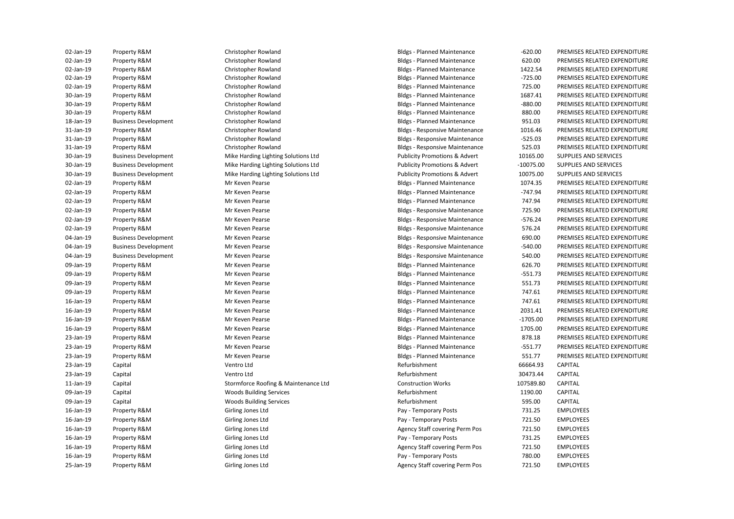| | | | | | |
|---|---|---|---|---|---|
| 02-Jan-19 | Property R&M | Christopher Rowland | Bldgs - Planned Maintenance | -620.00 | PREMISES RELATED EXPENDITURE |
| 02-Jan-19 | Property R&M | Christopher Rowland | Bldgs - Planned Maintenance | 620.00 | PREMISES RELATED EXPENDITURE |
| 02-Jan-19 | Property R&M | Christopher Rowland | Bldgs - Planned Maintenance | 1422.54 | PREMISES RELATED EXPENDITURE |
| 02-Jan-19 | Property R&M | Christopher Rowland | Bldgs - Planned Maintenance | -725.00 | PREMISES RELATED EXPENDITURE |
| 02-Jan-19 | Property R&M | Christopher Rowland | Bldgs - Planned Maintenance | 725.00 | PREMISES RELATED EXPENDITURE |
| 30-Jan-19 | Property R&M | Christopher Rowland | Bldgs - Planned Maintenance | 1687.41 | PREMISES RELATED EXPENDITURE |
| 30-Jan-19 | Property R&M | Christopher Rowland | Bldgs - Planned Maintenance | -880.00 | PREMISES RELATED EXPENDITURE |
| 30-Jan-19 | Property R&M | Christopher Rowland | Bldgs - Planned Maintenance | 880.00 | PREMISES RELATED EXPENDITURE |
| 18-Jan-19 | Business Development | Christopher Rowland | Bldgs - Planned Maintenance | 951.03 | PREMISES RELATED EXPENDITURE |
| 31-Jan-19 | Property R&M | Christopher Rowland | Bldgs - Responsive Maintenance | 1016.46 | PREMISES RELATED EXPENDITURE |
| 31-Jan-19 | Property R&M | Christopher Rowland | Bldgs - Responsive Maintenance | -525.03 | PREMISES RELATED EXPENDITURE |
| 31-Jan-19 | Property R&M | Christopher Rowland | Bldgs - Responsive Maintenance | 525.03 | PREMISES RELATED EXPENDITURE |
| 30-Jan-19 | Business Development | Mike Harding Lighting Solutions Ltd | Publicity Promotions & Advert | 10165.00 | SUPPLIES AND SERVICES |
| 30-Jan-19 | Business Development | Mike Harding Lighting Solutions Ltd | Publicity Promotions & Advert | -10075.00 | SUPPLIES AND SERVICES |
| 30-Jan-19 | Business Development | Mike Harding Lighting Solutions Ltd | Publicity Promotions & Advert | 10075.00 | SUPPLIES AND SERVICES |
| 02-Jan-19 | Property R&M | Mr Keven Pearse | Bldgs - Planned Maintenance | 1074.35 | PREMISES RELATED EXPENDITURE |
| 02-Jan-19 | Property R&M | Mr Keven Pearse | Bldgs - Planned Maintenance | -747.94 | PREMISES RELATED EXPENDITURE |
| 02-Jan-19 | Property R&M | Mr Keven Pearse | Bldgs - Planned Maintenance | 747.94 | PREMISES RELATED EXPENDITURE |
| 02-Jan-19 | Property R&M | Mr Keven Pearse | Bldgs - Responsive Maintenance | 725.90 | PREMISES RELATED EXPENDITURE |
| 02-Jan-19 | Property R&M | Mr Keven Pearse | Bldgs - Responsive Maintenance | -576.24 | PREMISES RELATED EXPENDITURE |
| 02-Jan-19 | Property R&M | Mr Keven Pearse | Bldgs - Responsive Maintenance | 576.24 | PREMISES RELATED EXPENDITURE |
| 04-Jan-19 | Business Development | Mr Keven Pearse | Bldgs - Responsive Maintenance | 690.00 | PREMISES RELATED EXPENDITURE |
| 04-Jan-19 | Business Development | Mr Keven Pearse | Bldgs - Responsive Maintenance | -540.00 | PREMISES RELATED EXPENDITURE |
| 04-Jan-19 | Business Development | Mr Keven Pearse | Bldgs - Responsive Maintenance | 540.00 | PREMISES RELATED EXPENDITURE |
| 09-Jan-19 | Property R&M | Mr Keven Pearse | Bldgs - Planned Maintenance | 626.70 | PREMISES RELATED EXPENDITURE |
| 09-Jan-19 | Property R&M | Mr Keven Pearse | Bldgs - Planned Maintenance | -551.73 | PREMISES RELATED EXPENDITURE |
| 09-Jan-19 | Property R&M | Mr Keven Pearse | Bldgs - Planned Maintenance | 551.73 | PREMISES RELATED EXPENDITURE |
| 09-Jan-19 | Property R&M | Mr Keven Pearse | Bldgs - Planned Maintenance | 747.61 | PREMISES RELATED EXPENDITURE |
| 16-Jan-19 | Property R&M | Mr Keven Pearse | Bldgs - Planned Maintenance | 747.61 | PREMISES RELATED EXPENDITURE |
| 16-Jan-19 | Property R&M | Mr Keven Pearse | Bldgs - Planned Maintenance | 2031.41 | PREMISES RELATED EXPENDITURE |
| 16-Jan-19 | Property R&M | Mr Keven Pearse | Bldgs - Planned Maintenance | -1705.00 | PREMISES RELATED EXPENDITURE |
| 16-Jan-19 | Property R&M | Mr Keven Pearse | Bldgs - Planned Maintenance | 1705.00 | PREMISES RELATED EXPENDITURE |
| 23-Jan-19 | Property R&M | Mr Keven Pearse | Bldgs - Planned Maintenance | 878.18 | PREMISES RELATED EXPENDITURE |
| 23-Jan-19 | Property R&M | Mr Keven Pearse | Bldgs - Planned Maintenance | -551.77 | PREMISES RELATED EXPENDITURE |
| 23-Jan-19 | Property R&M | Mr Keven Pearse | Bldgs - Planned Maintenance | 551.77 | PREMISES RELATED EXPENDITURE |
| 23-Jan-19 | Capital | Ventro Ltd | Refurbishment | 66664.93 | CAPITAL |
| 23-Jan-19 | Capital | Ventro Ltd | Refurbishment | 30473.44 | CAPITAL |
| 11-Jan-19 | Capital | Stormforce Roofing & Maintenance Ltd | Construction Works | 107589.80 | CAPITAL |
| 09-Jan-19 | Capital | Woods Building Services | Refurbishment | 1190.00 | CAPITAL |
| 09-Jan-19 | Capital | Woods Building Services | Refurbishment | 595.00 | CAPITAL |
| 16-Jan-19 | Property R&M | Girling Jones Ltd | Pay - Temporary Posts | 731.25 | EMPLOYEES |
| 16-Jan-19 | Property R&M | Girling Jones Ltd | Pay - Temporary Posts | 721.50 | EMPLOYEES |
| 16-Jan-19 | Property R&M | Girling Jones Ltd | Agency Staff covering Perm Pos | 721.50 | EMPLOYEES |
| 16-Jan-19 | Property R&M | Girling Jones Ltd | Pay - Temporary Posts | 731.25 | EMPLOYEES |
| 16-Jan-19 | Property R&M | Girling Jones Ltd | Agency Staff covering Perm Pos | 721.50 | EMPLOYEES |
| 16-Jan-19 | Property R&M | Girling Jones Ltd | Pay - Temporary Posts | 780.00 | EMPLOYEES |
| 25-Jan-19 | Property R&M | Girling Jones Ltd | Agency Staff covering Perm Pos | 721.50 | EMPLOYEES |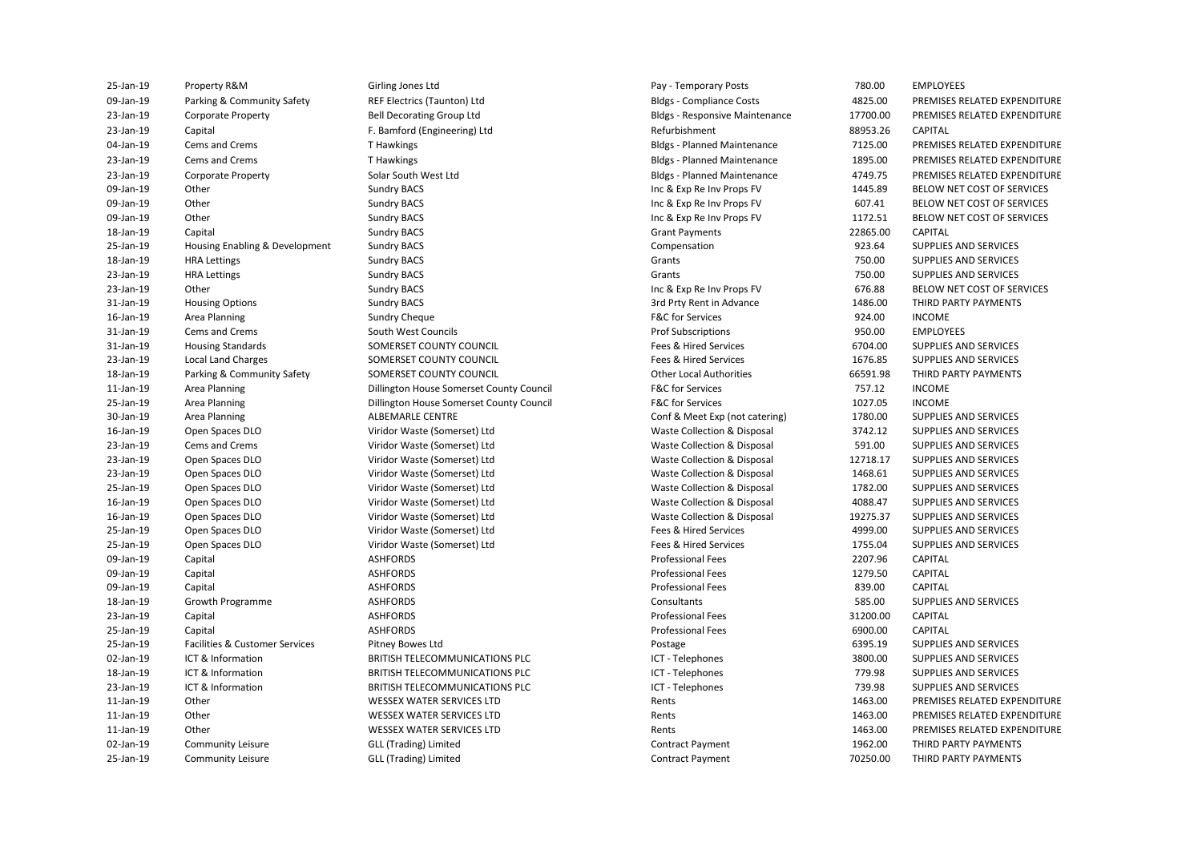| | | | | | |
|---|---|---|---|---|---|
| 25-Jan-19 | Property R&M | Girling Jones Ltd | Pay - Temporary Posts | 780.00 | EMPLOYEES |
| 09-Jan-19 | Parking & Community Safety | REF Electrics (Taunton) Ltd | Bldgs - Compliance Costs | 4825.00 | PREMISES RELATED EXPENDITURE |
| 23-Jan-19 | Corporate Property | Bell Decorating Group Ltd | Bldgs - Responsive Maintenance | 17700.00 | PREMISES RELATED EXPENDITURE |
| 23-Jan-19 | Capital | F. Bamford (Engineering) Ltd | Refurbishment | 88953.26 | CAPITAL |
| 04-Jan-19 | Cems and Crems | T Hawkings | Bldgs - Planned Maintenance | 7125.00 | PREMISES RELATED EXPENDITURE |
| 23-Jan-19 | Cems and Crems | T Hawkings | Bldgs - Planned Maintenance | 1895.00 | PREMISES RELATED EXPENDITURE |
| 23-Jan-19 | Corporate Property | Solar South West Ltd | Bldgs - Planned Maintenance | 4749.75 | PREMISES RELATED EXPENDITURE |
| 09-Jan-19 | Other | Sundry BACS | Inc & Exp Re Inv Props FV | 1445.89 | BELOW NET COST OF SERVICES |
| 09-Jan-19 | Other | Sundry BACS | Inc & Exp Re Inv Props FV | 607.41 | BELOW NET COST OF SERVICES |
| 09-Jan-19 | Other | Sundry BACS | Inc & Exp Re Inv Props FV | 1172.51 | BELOW NET COST OF SERVICES |
| 18-Jan-19 | Capital | Sundry BACS | Grant Payments | 22865.00 | CAPITAL |
| 25-Jan-19 | Housing Enabling & Development | Sundry BACS | Compensation | 923.64 | SUPPLIES AND SERVICES |
| 18-Jan-19 | HRA Lettings | Sundry BACS | Grants | 750.00 | SUPPLIES AND SERVICES |
| 23-Jan-19 | HRA Lettings | Sundry BACS | Grants | 750.00 | SUPPLIES AND SERVICES |
| 23-Jan-19 | Other | Sundry BACS | Inc & Exp Re Inv Props FV | 676.88 | BELOW NET COST OF SERVICES |
| 31-Jan-19 | Housing Options | Sundry BACS | 3rd Prty Rent in Advance | 1486.00 | THIRD PARTY PAYMENTS |
| 16-Jan-19 | Area Planning | Sundry Cheque | F&C for Services | 924.00 | INCOME |
| 31-Jan-19 | Cems and Crems | South West Councils | Prof Subscriptions | 950.00 | EMPLOYEES |
| 31-Jan-19 | Housing Standards | SOMERSET COUNTY COUNCIL | Fees & Hired Services | 6704.00 | SUPPLIES AND SERVICES |
| 23-Jan-19 | Local Land Charges | SOMERSET COUNTY COUNCIL | Fees & Hired Services | 1676.85 | SUPPLIES AND SERVICES |
| 18-Jan-19 | Parking & Community Safety | SOMERSET COUNTY COUNCIL | Other Local Authorities | 66591.98 | THIRD PARTY PAYMENTS |
| 11-Jan-19 | Area Planning | Dillington House Somerset County Council | F&C for Services | 757.12 | INCOME |
| 25-Jan-19 | Area Planning | Dillington House Somerset County Council | F&C for Services | 1027.05 | INCOME |
| 30-Jan-19 | Area Planning | ALBEMARLE CENTRE | Conf & Meet Exp (not catering) | 1780.00 | SUPPLIES AND SERVICES |
| 16-Jan-19 | Open Spaces DLO | Viridor Waste (Somerset) Ltd | Waste Collection & Disposal | 3742.12 | SUPPLIES AND SERVICES |
| 23-Jan-19 | Cems and Crems | Viridor Waste (Somerset) Ltd | Waste Collection & Disposal | 591.00 | SUPPLIES AND SERVICES |
| 23-Jan-19 | Open Spaces DLO | Viridor Waste (Somerset) Ltd | Waste Collection & Disposal | 12718.17 | SUPPLIES AND SERVICES |
| 23-Jan-19 | Open Spaces DLO | Viridor Waste (Somerset) Ltd | Waste Collection & Disposal | 1468.61 | SUPPLIES AND SERVICES |
| 25-Jan-19 | Open Spaces DLO | Viridor Waste (Somerset) Ltd | Waste Collection & Disposal | 1782.00 | SUPPLIES AND SERVICES |
| 16-Jan-19 | Open Spaces DLO | Viridor Waste (Somerset) Ltd | Waste Collection & Disposal | 4088.47 | SUPPLIES AND SERVICES |
| 16-Jan-19 | Open Spaces DLO | Viridor Waste (Somerset) Ltd | Waste Collection & Disposal | 19275.37 | SUPPLIES AND SERVICES |
| 25-Jan-19 | Open Spaces DLO | Viridor Waste (Somerset) Ltd | Fees & Hired Services | 4999.00 | SUPPLIES AND SERVICES |
| 25-Jan-19 | Open Spaces DLO | Viridor Waste (Somerset) Ltd | Fees & Hired Services | 1755.04 | SUPPLIES AND SERVICES |
| 09-Jan-19 | Capital | ASHFORDS | Professional Fees | 2207.96 | CAPITAL |
| 09-Jan-19 | Capital | ASHFORDS | Professional Fees | 1279.50 | CAPITAL |
| 09-Jan-19 | Capital | ASHFORDS | Professional Fees | 839.00 | CAPITAL |
| 18-Jan-19 | Growth Programme | ASHFORDS | Consultants | 585.00 | SUPPLIES AND SERVICES |
| 23-Jan-19 | Capital | ASHFORDS | Professional Fees | 31200.00 | CAPITAL |
| 25-Jan-19 | Capital | ASHFORDS | Professional Fees | 6900.00 | CAPITAL |
| 25-Jan-19 | Facilities & Customer Services | Pitney Bowes Ltd | Postage | 6395.19 | SUPPLIES AND SERVICES |
| 02-Jan-19 | ICT & Information | BRITISH TELECOMMUNICATIONS PLC | ICT - Telephones | 3800.00 | SUPPLIES AND SERVICES |
| 18-Jan-19 | ICT & Information | BRITISH TELECOMMUNICATIONS PLC | ICT - Telephones | 779.98 | SUPPLIES AND SERVICES |
| 23-Jan-19 | ICT & Information | BRITISH TELECOMMUNICATIONS PLC | ICT - Telephones | 739.98 | SUPPLIES AND SERVICES |
| 11-Jan-19 | Other | WESSEX WATER SERVICES LTD | Rents | 1463.00 | PREMISES RELATED EXPENDITURE |
| 11-Jan-19 | Other | WESSEX WATER SERVICES LTD | Rents | 1463.00 | PREMISES RELATED EXPENDITURE |
| 11-Jan-19 | Other | WESSEX WATER SERVICES LTD | Rents | 1463.00 | PREMISES RELATED EXPENDITURE |
| 02-Jan-19 | Community Leisure | GLL (Trading) Limited | Contract Payment | 1962.00 | THIRD PARTY PAYMENTS |
| 25-Jan-19 | Community Leisure | GLL (Trading) Limited | Contract Payment | 70250.00 | THIRD PARTY PAYMENTS |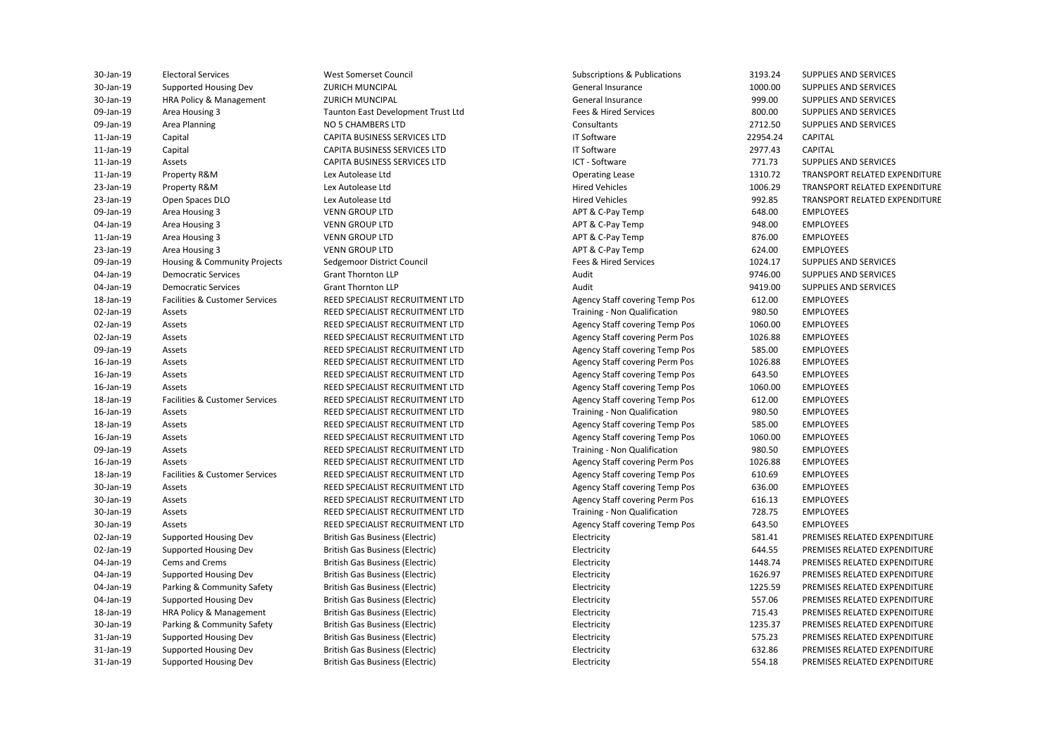| | | | | | |
|---|---|---|---|---|---|
| 30-Jan-19 | Electoral Services | West Somerset Council | Subscriptions & Publications | 3193.24 | SUPPLIES AND SERVICES |
| 30-Jan-19 | Supported Housing Dev | ZURICH MUNCIPAL | General Insurance | 1000.00 | SUPPLIES AND SERVICES |
| 30-Jan-19 | HRA Policy & Management | ZURICH MUNCIPAL | General Insurance | 999.00 | SUPPLIES AND SERVICES |
| 09-Jan-19 | Area Housing 3 | Taunton East Development Trust Ltd | Fees & Hired Services | 800.00 | SUPPLIES AND SERVICES |
| 09-Jan-19 | Area Planning | NO 5 CHAMBERS LTD | Consultants | 2712.50 | SUPPLIES AND SERVICES |
| 11-Jan-19 | Capital | CAPITA BUSINESS SERVICES LTD | IT Software | 22954.24 | CAPITAL |
| 11-Jan-19 | Capital | CAPITA BUSINESS SERVICES LTD | IT Software | 2977.43 | CAPITAL |
| 11-Jan-19 | Assets | CAPITA BUSINESS SERVICES LTD | ICT - Software | 771.73 | SUPPLIES AND SERVICES |
| 11-Jan-19 | Property R&M | Lex Autolease Ltd | Operating Lease | 1310.72 | TRANSPORT RELATED EXPENDITURE |
| 23-Jan-19 | Property R&M | Lex Autolease Ltd | Hired Vehicles | 1006.29 | TRANSPORT RELATED EXPENDITURE |
| 23-Jan-19 | Open Spaces DLO | Lex Autolease Ltd | Hired Vehicles | 992.85 | TRANSPORT RELATED EXPENDITURE |
| 09-Jan-19 | Area Housing 3 | VENN GROUP LTD | APT & C-Pay Temp | 648.00 | EMPLOYEES |
| 04-Jan-19 | Area Housing 3 | VENN GROUP LTD | APT & C-Pay Temp | 948.00 | EMPLOYEES |
| 11-Jan-19 | Area Housing 3 | VENN GROUP LTD | APT & C-Pay Temp | 876.00 | EMPLOYEES |
| 23-Jan-19 | Area Housing 3 | VENN GROUP LTD | APT & C-Pay Temp | 624.00 | EMPLOYEES |
| 09-Jan-19 | Housing & Community Projects | Sedgemoor District Council | Fees & Hired Services | 1024.17 | SUPPLIES AND SERVICES |
| 04-Jan-19 | Democratic Services | Grant Thornton LLP | Audit | 9746.00 | SUPPLIES AND SERVICES |
| 04-Jan-19 | Democratic Services | Grant Thornton LLP | Audit | 9419.00 | SUPPLIES AND SERVICES |
| 18-Jan-19 | Facilities & Customer Services | REED SPECIALIST RECRUITMENT LTD | Agency Staff covering Temp Pos | 612.00 | EMPLOYEES |
| 02-Jan-19 | Assets | REED SPECIALIST RECRUITMENT LTD | Training - Non Qualification | 980.50 | EMPLOYEES |
| 02-Jan-19 | Assets | REED SPECIALIST RECRUITMENT LTD | Agency Staff covering Temp Pos | 1060.00 | EMPLOYEES |
| 02-Jan-19 | Assets | REED SPECIALIST RECRUITMENT LTD | Agency Staff covering Perm Pos | 1026.88 | EMPLOYEES |
| 09-Jan-19 | Assets | REED SPECIALIST RECRUITMENT LTD | Agency Staff covering Temp Pos | 585.00 | EMPLOYEES |
| 16-Jan-19 | Assets | REED SPECIALIST RECRUITMENT LTD | Agency Staff covering Perm Pos | 1026.88 | EMPLOYEES |
| 16-Jan-19 | Assets | REED SPECIALIST RECRUITMENT LTD | Agency Staff covering Temp Pos | 643.50 | EMPLOYEES |
| 16-Jan-19 | Assets | REED SPECIALIST RECRUITMENT LTD | Agency Staff covering Temp Pos | 1060.00 | EMPLOYEES |
| 18-Jan-19 | Facilities & Customer Services | REED SPECIALIST RECRUITMENT LTD | Agency Staff covering Temp Pos | 612.00 | EMPLOYEES |
| 16-Jan-19 | Assets | REED SPECIALIST RECRUITMENT LTD | Training - Non Qualification | 980.50 | EMPLOYEES |
| 18-Jan-19 | Assets | REED SPECIALIST RECRUITMENT LTD | Agency Staff covering Temp Pos | 585.00 | EMPLOYEES |
| 16-Jan-19 | Assets | REED SPECIALIST RECRUITMENT LTD | Agency Staff covering Temp Pos | 1060.00 | EMPLOYEES |
| 09-Jan-19 | Assets | REED SPECIALIST RECRUITMENT LTD | Training - Non Qualification | 980.50 | EMPLOYEES |
| 16-Jan-19 | Assets | REED SPECIALIST RECRUITMENT LTD | Agency Staff covering Perm Pos | 1026.88 | EMPLOYEES |
| 18-Jan-19 | Facilities & Customer Services | REED SPECIALIST RECRUITMENT LTD | Agency Staff covering Temp Pos | 610.69 | EMPLOYEES |
| 30-Jan-19 | Assets | REED SPECIALIST RECRUITMENT LTD | Agency Staff covering Temp Pos | 636.00 | EMPLOYEES |
| 30-Jan-19 | Assets | REED SPECIALIST RECRUITMENT LTD | Agency Staff covering Perm Pos | 616.13 | EMPLOYEES |
| 30-Jan-19 | Assets | REED SPECIALIST RECRUITMENT LTD | Training - Non Qualification | 728.75 | EMPLOYEES |
| 30-Jan-19 | Assets | REED SPECIALIST RECRUITMENT LTD | Agency Staff covering Temp Pos | 643.50 | EMPLOYEES |
| 02-Jan-19 | Supported Housing Dev | British Gas Business (Electric) | Electricity | 581.41 | PREMISES RELATED EXPENDITURE |
| 02-Jan-19 | Supported Housing Dev | British Gas Business (Electric) | Electricity | 644.55 | PREMISES RELATED EXPENDITURE |
| 04-Jan-19 | Cems and Crems | British Gas Business (Electric) | Electricity | 1448.74 | PREMISES RELATED EXPENDITURE |
| 04-Jan-19 | Supported Housing Dev | British Gas Business (Electric) | Electricity | 1626.97 | PREMISES RELATED EXPENDITURE |
| 04-Jan-19 | Parking & Community Safety | British Gas Business (Electric) | Electricity | 1225.59 | PREMISES RELATED EXPENDITURE |
| 04-Jan-19 | Supported Housing Dev | British Gas Business (Electric) | Electricity | 557.06 | PREMISES RELATED EXPENDITURE |
| 18-Jan-19 | HRA Policy & Management | British Gas Business (Electric) | Electricity | 715.43 | PREMISES RELATED EXPENDITURE |
| 30-Jan-19 | Parking & Community Safety | British Gas Business (Electric) | Electricity | 1235.37 | PREMISES RELATED EXPENDITURE |
| 31-Jan-19 | Supported Housing Dev | British Gas Business (Electric) | Electricity | 575.23 | PREMISES RELATED EXPENDITURE |
| 31-Jan-19 | Supported Housing Dev | British Gas Business (Electric) | Electricity | 632.86 | PREMISES RELATED EXPENDITURE |
| 31-Jan-19 | Supported Housing Dev | British Gas Business (Electric) | Electricity | 554.18 | PREMISES RELATED EXPENDITURE |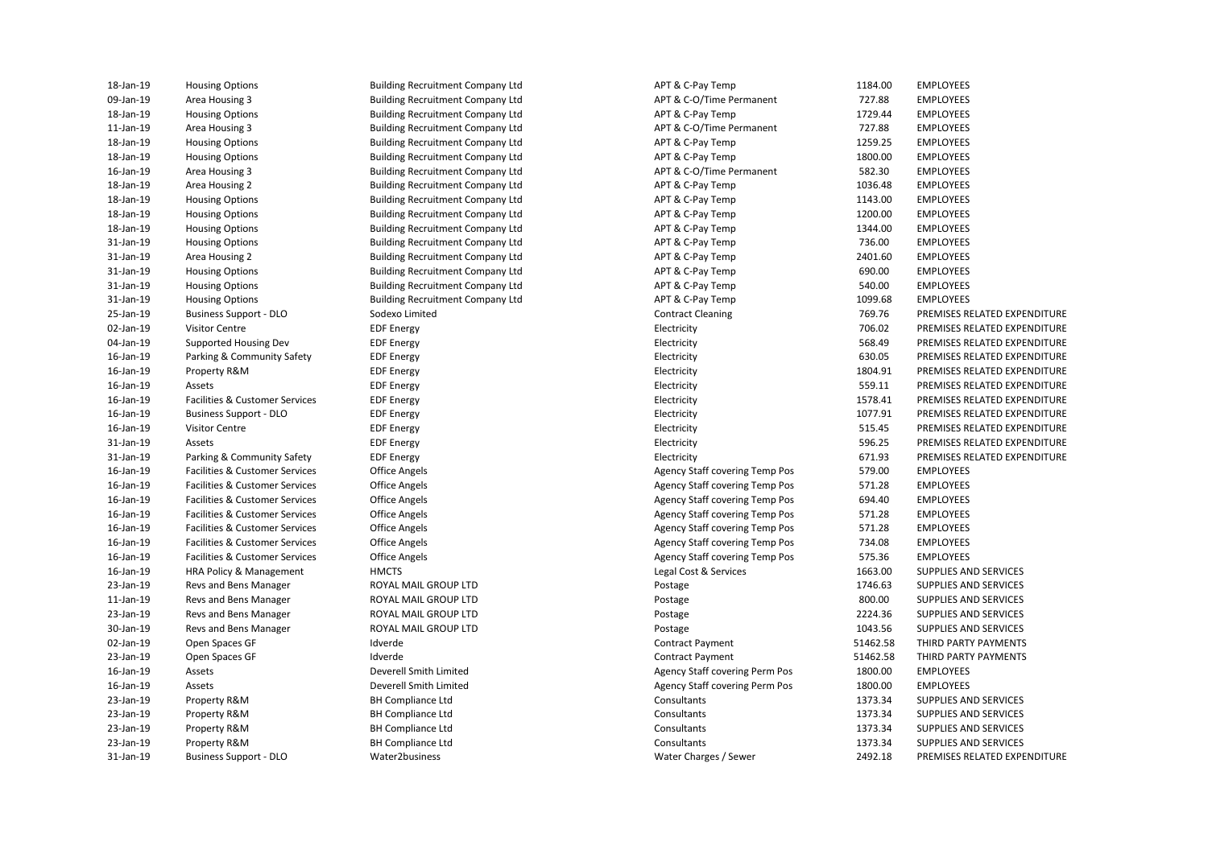| | | | | | |
|---|---|---|---|---|---|
| 18-Jan-19 | Housing Options | Building Recruitment Company Ltd | APT & C-Pay Temp | 1184.00 | EMPLOYEES |
| 09-Jan-19 | Area Housing 3 | Building Recruitment Company Ltd | APT & C-O/Time Permanent | 727.88 | EMPLOYEES |
| 18-Jan-19 | Housing Options | Building Recruitment Company Ltd | APT & C-Pay Temp | 1729.44 | EMPLOYEES |
| 11-Jan-19 | Area Housing 3 | Building Recruitment Company Ltd | APT & C-O/Time Permanent | 727.88 | EMPLOYEES |
| 18-Jan-19 | Housing Options | Building Recruitment Company Ltd | APT & C-Pay Temp | 1259.25 | EMPLOYEES |
| 18-Jan-19 | Housing Options | Building Recruitment Company Ltd | APT & C-Pay Temp | 1800.00 | EMPLOYEES |
| 16-Jan-19 | Area Housing 3 | Building Recruitment Company Ltd | APT & C-O/Time Permanent | 582.30 | EMPLOYEES |
| 18-Jan-19 | Area Housing 2 | Building Recruitment Company Ltd | APT & C-Pay Temp | 1036.48 | EMPLOYEES |
| 18-Jan-19 | Housing Options | Building Recruitment Company Ltd | APT & C-Pay Temp | 1143.00 | EMPLOYEES |
| 18-Jan-19 | Housing Options | Building Recruitment Company Ltd | APT & C-Pay Temp | 1200.00 | EMPLOYEES |
| 18-Jan-19 | Housing Options | Building Recruitment Company Ltd | APT & C-Pay Temp | 1344.00 | EMPLOYEES |
| 31-Jan-19 | Housing Options | Building Recruitment Company Ltd | APT & C-Pay Temp | 736.00 | EMPLOYEES |
| 31-Jan-19 | Area Housing 2 | Building Recruitment Company Ltd | APT & C-Pay Temp | 2401.60 | EMPLOYEES |
| 31-Jan-19 | Housing Options | Building Recruitment Company Ltd | APT & C-Pay Temp | 690.00 | EMPLOYEES |
| 31-Jan-19 | Housing Options | Building Recruitment Company Ltd | APT & C-Pay Temp | 540.00 | EMPLOYEES |
| 31-Jan-19 | Housing Options | Building Recruitment Company Ltd | APT & C-Pay Temp | 1099.68 | EMPLOYEES |
| 25-Jan-19 | Business Support - DLO | Sodexo Limited | Contract Cleaning | 769.76 | PREMISES RELATED EXPENDITURE |
| 02-Jan-19 | Visitor Centre | EDF Energy | Electricity | 706.02 | PREMISES RELATED EXPENDITURE |
| 04-Jan-19 | Supported Housing Dev | EDF Energy | Electricity | 568.49 | PREMISES RELATED EXPENDITURE |
| 16-Jan-19 | Parking & Community Safety | EDF Energy | Electricity | 630.05 | PREMISES RELATED EXPENDITURE |
| 16-Jan-19 | Property R&M | EDF Energy | Electricity | 1804.91 | PREMISES RELATED EXPENDITURE |
| 16-Jan-19 | Assets | EDF Energy | Electricity | 559.11 | PREMISES RELATED EXPENDITURE |
| 16-Jan-19 | Facilities & Customer Services | EDF Energy | Electricity | 1578.41 | PREMISES RELATED EXPENDITURE |
| 16-Jan-19 | Business Support - DLO | EDF Energy | Electricity | 1077.91 | PREMISES RELATED EXPENDITURE |
| 16-Jan-19 | Visitor Centre | EDF Energy | Electricity | 515.45 | PREMISES RELATED EXPENDITURE |
| 31-Jan-19 | Assets | EDF Energy | Electricity | 596.25 | PREMISES RELATED EXPENDITURE |
| 31-Jan-19 | Parking & Community Safety | EDF Energy | Electricity | 671.93 | PREMISES RELATED EXPENDITURE |
| 16-Jan-19 | Facilities & Customer Services | Office Angels | Agency Staff covering Temp Pos | 579.00 | EMPLOYEES |
| 16-Jan-19 | Facilities & Customer Services | Office Angels | Agency Staff covering Temp Pos | 571.28 | EMPLOYEES |
| 16-Jan-19 | Facilities & Customer Services | Office Angels | Agency Staff covering Temp Pos | 694.40 | EMPLOYEES |
| 16-Jan-19 | Facilities & Customer Services | Office Angels | Agency Staff covering Temp Pos | 571.28 | EMPLOYEES |
| 16-Jan-19 | Facilities & Customer Services | Office Angels | Agency Staff covering Temp Pos | 571.28 | EMPLOYEES |
| 16-Jan-19 | Facilities & Customer Services | Office Angels | Agency Staff covering Temp Pos | 734.08 | EMPLOYEES |
| 16-Jan-19 | Facilities & Customer Services | Office Angels | Agency Staff covering Temp Pos | 575.36 | EMPLOYEES |
| 16-Jan-19 | HRA Policy & Management | HMCTS | Legal Cost & Services | 1663.00 | SUPPLIES AND SERVICES |
| 23-Jan-19 | Revs and Bens Manager | ROYAL MAIL GROUP LTD | Postage | 1746.63 | SUPPLIES AND SERVICES |
| 11-Jan-19 | Revs and Bens Manager | ROYAL MAIL GROUP LTD | Postage | 800.00 | SUPPLIES AND SERVICES |
| 23-Jan-19 | Revs and Bens Manager | ROYAL MAIL GROUP LTD | Postage | 2224.36 | SUPPLIES AND SERVICES |
| 30-Jan-19 | Revs and Bens Manager | ROYAL MAIL GROUP LTD | Postage | 1043.56 | SUPPLIES AND SERVICES |
| 02-Jan-19 | Open Spaces GF | Idverde | Contract Payment | 51462.58 | THIRD PARTY PAYMENTS |
| 23-Jan-19 | Open Spaces GF | Idverde | Contract Payment | 51462.58 | THIRD PARTY PAYMENTS |
| 16-Jan-19 | Assets | Deverell Smith Limited | Agency Staff covering Perm Pos | 1800.00 | EMPLOYEES |
| 16-Jan-19 | Assets | Deverell Smith Limited | Agency Staff covering Perm Pos | 1800.00 | EMPLOYEES |
| 23-Jan-19 | Property R&M | BH Compliance Ltd | Consultants | 1373.34 | SUPPLIES AND SERVICES |
| 23-Jan-19 | Property R&M | BH Compliance Ltd | Consultants | 1373.34 | SUPPLIES AND SERVICES |
| 23-Jan-19 | Property R&M | BH Compliance Ltd | Consultants | 1373.34 | SUPPLIES AND SERVICES |
| 23-Jan-19 | Property R&M | BH Compliance Ltd | Consultants | 1373.34 | SUPPLIES AND SERVICES |
| 31-Jan-19 | Business Support - DLO | Water2business | Water Charges / Sewer | 2492.18 | PREMISES RELATED EXPENDITURE |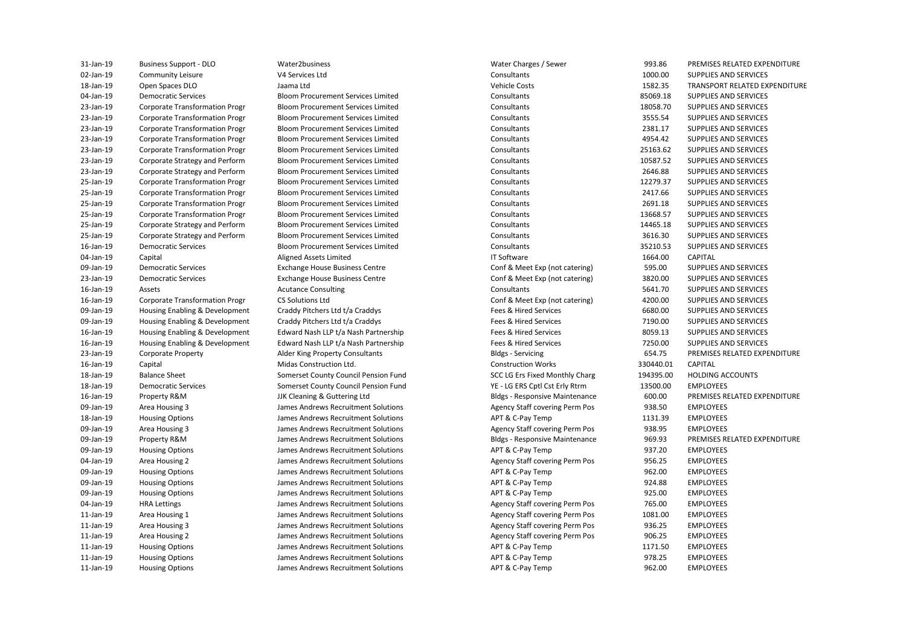| | | | | | |
|---|---|---|---|---|---|
| 31-Jan-19 | Business Support - DLO | Water2business | Water Charges / Sewer | 993.86 | PREMISES RELATED EXPENDITURE |
| 02-Jan-19 | Community Leisure | V4 Services Ltd | Consultants | 1000.00 | SUPPLIES AND SERVICES |
| 18-Jan-19 | Open Spaces DLO | Jaama Ltd | Vehicle Costs | 1582.35 | TRANSPORT RELATED EXPENDITURE |
| 04-Jan-19 | Democratic Services | Bloom Procurement Services Limited | Consultants | 85069.18 | SUPPLIES AND SERVICES |
| 23-Jan-19 | Corporate Transformation Progr | Bloom Procurement Services Limited | Consultants | 18058.70 | SUPPLIES AND SERVICES |
| 23-Jan-19 | Corporate Transformation Progr | Bloom Procurement Services Limited | Consultants | 3555.54 | SUPPLIES AND SERVICES |
| 23-Jan-19 | Corporate Transformation Progr | Bloom Procurement Services Limited | Consultants | 2381.17 | SUPPLIES AND SERVICES |
| 23-Jan-19 | Corporate Transformation Progr | Bloom Procurement Services Limited | Consultants | 4954.42 | SUPPLIES AND SERVICES |
| 23-Jan-19 | Corporate Transformation Progr | Bloom Procurement Services Limited | Consultants | 25163.62 | SUPPLIES AND SERVICES |
| 23-Jan-19 | Corporate Strategy and Perform | Bloom Procurement Services Limited | Consultants | 10587.52 | SUPPLIES AND SERVICES |
| 23-Jan-19 | Corporate Strategy and Perform | Bloom Procurement Services Limited | Consultants | 2646.88 | SUPPLIES AND SERVICES |
| 25-Jan-19 | Corporate Transformation Progr | Bloom Procurement Services Limited | Consultants | 12279.37 | SUPPLIES AND SERVICES |
| 25-Jan-19 | Corporate Transformation Progr | Bloom Procurement Services Limited | Consultants | 2417.66 | SUPPLIES AND SERVICES |
| 25-Jan-19 | Corporate Transformation Progr | Bloom Procurement Services Limited | Consultants | 2691.18 | SUPPLIES AND SERVICES |
| 25-Jan-19 | Corporate Transformation Progr | Bloom Procurement Services Limited | Consultants | 13668.57 | SUPPLIES AND SERVICES |
| 25-Jan-19 | Corporate Strategy and Perform | Bloom Procurement Services Limited | Consultants | 14465.18 | SUPPLIES AND SERVICES |
| 25-Jan-19 | Corporate Strategy and Perform | Bloom Procurement Services Limited | Consultants | 3616.30 | SUPPLIES AND SERVICES |
| 16-Jan-19 | Democratic Services | Bloom Procurement Services Limited | Consultants | 35210.53 | SUPPLIES AND SERVICES |
| 04-Jan-19 | Capital | Aligned Assets Limited | IT Software | 1664.00 | CAPITAL |
| 09-Jan-19 | Democratic Services | Exchange House Business Centre | Conf & Meet Exp (not catering) | 595.00 | SUPPLIES AND SERVICES |
| 23-Jan-19 | Democratic Services | Exchange House Business Centre | Conf & Meet Exp (not catering) | 3820.00 | SUPPLIES AND SERVICES |
| 16-Jan-19 | Assets | Acutance Consulting | Consultants | 5641.70 | SUPPLIES AND SERVICES |
| 16-Jan-19 | Corporate Transformation Progr | CS Solutions Ltd | Conf & Meet Exp (not catering) | 4200.00 | SUPPLIES AND SERVICES |
| 09-Jan-19 | Housing Enabling & Development | Craddy Pitchers Ltd t/a Craddys | Fees & Hired Services | 6680.00 | SUPPLIES AND SERVICES |
| 09-Jan-19 | Housing Enabling & Development | Craddy Pitchers Ltd t/a Craddys | Fees & Hired Services | 7190.00 | SUPPLIES AND SERVICES |
| 16-Jan-19 | Housing Enabling & Development | Edward Nash LLP t/a Nash Partnership | Fees & Hired Services | 8059.13 | SUPPLIES AND SERVICES |
| 16-Jan-19 | Housing Enabling & Development | Edward Nash LLP t/a Nash Partnership | Fees & Hired Services | 7250.00 | SUPPLIES AND SERVICES |
| 23-Jan-19 | Corporate Property | Alder King Property Consultants | Bldgs - Servicing | 654.75 | PREMISES RELATED EXPENDITURE |
| 16-Jan-19 | Capital | Midas Construction Ltd. | Construction Works | 330440.01 | CAPITAL |
| 18-Jan-19 | Balance Sheet | Somerset County Council Pension Fund | SCC LG Ers Fixed Monthly Charg | 194395.00 | HOLDING ACCOUNTS |
| 18-Jan-19 | Democratic Services | Somerset County Council Pension Fund | YE - LG ERS Cptl Cst Erly Rtrm | 13500.00 | EMPLOYEES |
| 16-Jan-19 | Property R&M | JJK Cleaning & Guttering Ltd | Bldgs - Responsive Maintenance | 600.00 | PREMISES RELATED EXPENDITURE |
| 09-Jan-19 | Area Housing 3 | James Andrews Recruitment Solutions | Agency Staff covering Perm Pos | 938.50 | EMPLOYEES |
| 18-Jan-19 | Housing Options | James Andrews Recruitment Solutions | APT & C-Pay Temp | 1131.39 | EMPLOYEES |
| 09-Jan-19 | Area Housing 3 | James Andrews Recruitment Solutions | Agency Staff covering Perm Pos | 938.95 | EMPLOYEES |
| 09-Jan-19 | Property R&M | James Andrews Recruitment Solutions | Bldgs - Responsive Maintenance | 969.93 | PREMISES RELATED EXPENDITURE |
| 09-Jan-19 | Housing Options | James Andrews Recruitment Solutions | APT & C-Pay Temp | 937.20 | EMPLOYEES |
| 04-Jan-19 | Area Housing 2 | James Andrews Recruitment Solutions | Agency Staff covering Perm Pos | 956.25 | EMPLOYEES |
| 09-Jan-19 | Housing Options | James Andrews Recruitment Solutions | APT & C-Pay Temp | 962.00 | EMPLOYEES |
| 09-Jan-19 | Housing Options | James Andrews Recruitment Solutions | APT & C-Pay Temp | 924.88 | EMPLOYEES |
| 09-Jan-19 | Housing Options | James Andrews Recruitment Solutions | APT & C-Pay Temp | 925.00 | EMPLOYEES |
| 04-Jan-19 | HRA Lettings | James Andrews Recruitment Solutions | Agency Staff covering Perm Pos | 765.00 | EMPLOYEES |
| 11-Jan-19 | Area Housing 1 | James Andrews Recruitment Solutions | Agency Staff covering Perm Pos | 1081.00 | EMPLOYEES |
| 11-Jan-19 | Area Housing 3 | James Andrews Recruitment Solutions | Agency Staff covering Perm Pos | 936.25 | EMPLOYEES |
| 11-Jan-19 | Area Housing 2 | James Andrews Recruitment Solutions | Agency Staff covering Perm Pos | 906.25 | EMPLOYEES |
| 11-Jan-19 | Housing Options | James Andrews Recruitment Solutions | APT & C-Pay Temp | 1171.50 | EMPLOYEES |
| 11-Jan-19 | Housing Options | James Andrews Recruitment Solutions | APT & C-Pay Temp | 978.25 | EMPLOYEES |
| 11-Jan-19 | Housing Options | James Andrews Recruitment Solutions | APT & C-Pay Temp | 962.00 | EMPLOYEES |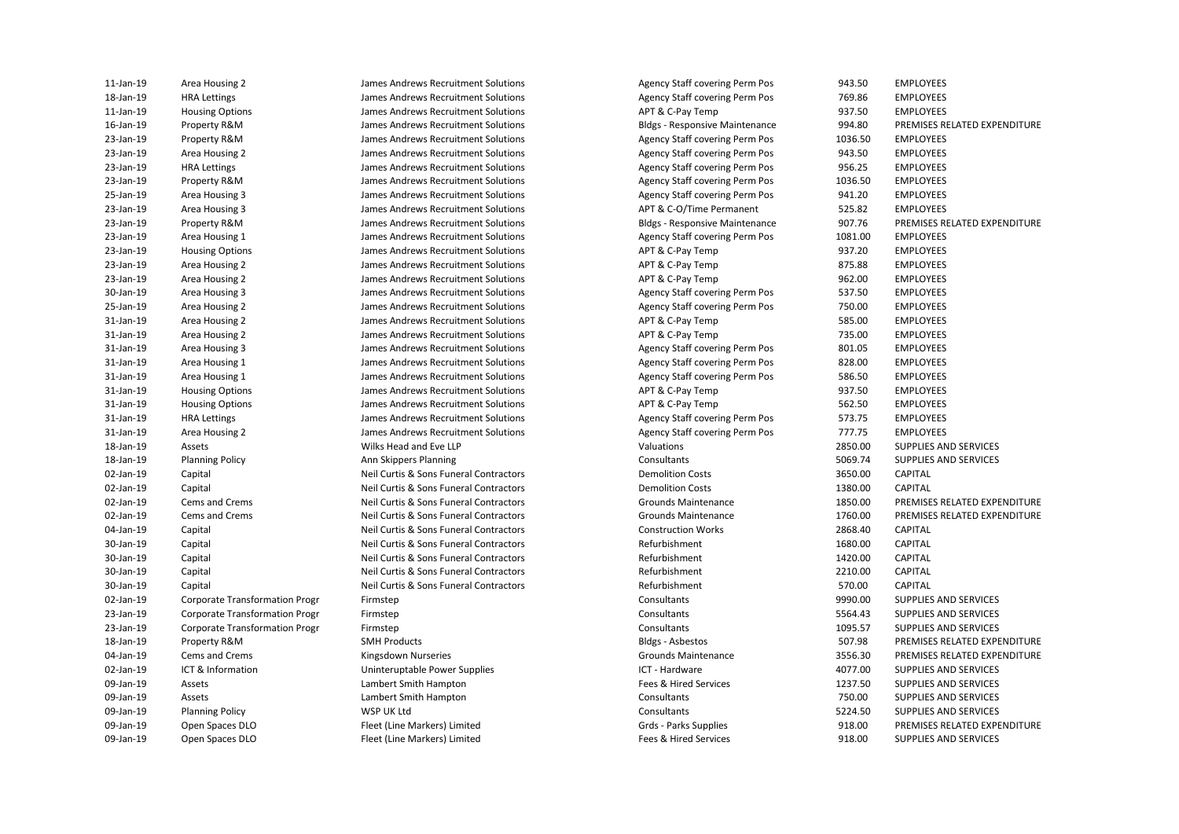| | | | | | |
|---|---|---|---|---|---|
| 11-Jan-19 | Area Housing 2 | James Andrews Recruitment Solutions | Agency Staff covering Perm Pos | 943.50 | EMPLOYEES |
| 18-Jan-19 | HRA Lettings | James Andrews Recruitment Solutions | Agency Staff covering Perm Pos | 769.86 | EMPLOYEES |
| 11-Jan-19 | Housing Options | James Andrews Recruitment Solutions | APT & C-Pay Temp | 937.50 | EMPLOYEES |
| 16-Jan-19 | Property R&M | James Andrews Recruitment Solutions | Bldgs - Responsive Maintenance | 994.80 | PREMISES RELATED EXPENDITURE |
| 23-Jan-19 | Property R&M | James Andrews Recruitment Solutions | Agency Staff covering Perm Pos | 1036.50 | EMPLOYEES |
| 23-Jan-19 | Area Housing 2 | James Andrews Recruitment Solutions | Agency Staff covering Perm Pos | 943.50 | EMPLOYEES |
| 23-Jan-19 | HRA Lettings | James Andrews Recruitment Solutions | Agency Staff covering Perm Pos | 956.25 | EMPLOYEES |
| 23-Jan-19 | Property R&M | James Andrews Recruitment Solutions | Agency Staff covering Perm Pos | 1036.50 | EMPLOYEES |
| 25-Jan-19 | Area Housing 3 | James Andrews Recruitment Solutions | Agency Staff covering Perm Pos | 941.20 | EMPLOYEES |
| 23-Jan-19 | Area Housing 3 | James Andrews Recruitment Solutions | APT & C-O/Time Permanent | 525.82 | EMPLOYEES |
| 23-Jan-19 | Property R&M | James Andrews Recruitment Solutions | Bldgs - Responsive Maintenance | 907.76 | PREMISES RELATED EXPENDITURE |
| 23-Jan-19 | Area Housing 1 | James Andrews Recruitment Solutions | Agency Staff covering Perm Pos | 1081.00 | EMPLOYEES |
| 23-Jan-19 | Housing Options | James Andrews Recruitment Solutions | APT & C-Pay Temp | 937.20 | EMPLOYEES |
| 23-Jan-19 | Area Housing 2 | James Andrews Recruitment Solutions | APT & C-Pay Temp | 875.88 | EMPLOYEES |
| 23-Jan-19 | Area Housing 2 | James Andrews Recruitment Solutions | APT & C-Pay Temp | 962.00 | EMPLOYEES |
| 30-Jan-19 | Area Housing 3 | James Andrews Recruitment Solutions | Agency Staff covering Perm Pos | 537.50 | EMPLOYEES |
| 25-Jan-19 | Area Housing 2 | James Andrews Recruitment Solutions | Agency Staff covering Perm Pos | 750.00 | EMPLOYEES |
| 31-Jan-19 | Area Housing 2 | James Andrews Recruitment Solutions | APT & C-Pay Temp | 585.00 | EMPLOYEES |
| 31-Jan-19 | Area Housing 2 | James Andrews Recruitment Solutions | APT & C-Pay Temp | 735.00 | EMPLOYEES |
| 31-Jan-19 | Area Housing 3 | James Andrews Recruitment Solutions | Agency Staff covering Perm Pos | 801.05 | EMPLOYEES |
| 31-Jan-19 | Area Housing 1 | James Andrews Recruitment Solutions | Agency Staff covering Perm Pos | 828.00 | EMPLOYEES |
| 31-Jan-19 | Area Housing 1 | James Andrews Recruitment Solutions | Agency Staff covering Perm Pos | 586.50 | EMPLOYEES |
| 31-Jan-19 | Housing Options | James Andrews Recruitment Solutions | APT & C-Pay Temp | 937.50 | EMPLOYEES |
| 31-Jan-19 | Housing Options | James Andrews Recruitment Solutions | APT & C-Pay Temp | 562.50 | EMPLOYEES |
| 31-Jan-19 | HRA Lettings | James Andrews Recruitment Solutions | Agency Staff covering Perm Pos | 573.75 | EMPLOYEES |
| 31-Jan-19 | Area Housing 2 | James Andrews Recruitment Solutions | Agency Staff covering Perm Pos | 777.75 | EMPLOYEES |
| 18-Jan-19 | Assets | Wilks Head and Eve LLP | Valuations | 2850.00 | SUPPLIES AND SERVICES |
| 18-Jan-19 | Planning Policy | Ann Skippers Planning | Consultants | 5069.74 | SUPPLIES AND SERVICES |
| 02-Jan-19 | Capital | Neil Curtis & Sons Funeral Contractors | Demolition Costs | 3650.00 | CAPITAL |
| 02-Jan-19 | Capital | Neil Curtis & Sons Funeral Contractors | Demolition Costs | 1380.00 | CAPITAL |
| 02-Jan-19 | Cems and Crems | Neil Curtis & Sons Funeral Contractors | Grounds Maintenance | 1850.00 | PREMISES RELATED EXPENDITURE |
| 02-Jan-19 | Cems and Crems | Neil Curtis & Sons Funeral Contractors | Grounds Maintenance | 1760.00 | PREMISES RELATED EXPENDITURE |
| 04-Jan-19 | Capital | Neil Curtis & Sons Funeral Contractors | Construction Works | 2868.40 | CAPITAL |
| 30-Jan-19 | Capital | Neil Curtis & Sons Funeral Contractors | Refurbishment | 1680.00 | CAPITAL |
| 30-Jan-19 | Capital | Neil Curtis & Sons Funeral Contractors | Refurbishment | 1420.00 | CAPITAL |
| 30-Jan-19 | Capital | Neil Curtis & Sons Funeral Contractors | Refurbishment | 2210.00 | CAPITAL |
| 30-Jan-19 | Capital | Neil Curtis & Sons Funeral Contractors | Refurbishment | 570.00 | CAPITAL |
| 02-Jan-19 | Corporate Transformation Progr | Firmstep | Consultants | 9990.00 | SUPPLIES AND SERVICES |
| 23-Jan-19 | Corporate Transformation Progr | Firmstep | Consultants | 5564.43 | SUPPLIES AND SERVICES |
| 23-Jan-19 | Corporate Transformation Progr | Firmstep | Consultants | 1095.57 | SUPPLIES AND SERVICES |
| 18-Jan-19 | Property R&M | SMH Products | Bldgs - Asbestos | 507.98 | PREMISES RELATED EXPENDITURE |
| 04-Jan-19 | Cems and Crems | Kingsdown Nurseries | Grounds Maintenance | 3556.30 | PREMISES RELATED EXPENDITURE |
| 02-Jan-19 | ICT & Information | Uninteruptable Power Supplies | ICT - Hardware | 4077.00 | SUPPLIES AND SERVICES |
| 09-Jan-19 | Assets | Lambert Smith Hampton | Fees & Hired Services | 1237.50 | SUPPLIES AND SERVICES |
| 09-Jan-19 | Assets | Lambert Smith Hampton | Consultants | 750.00 | SUPPLIES AND SERVICES |
| 09-Jan-19 | Planning Policy | WSP UK Ltd | Consultants | 5224.50 | SUPPLIES AND SERVICES |
| 09-Jan-19 | Open Spaces DLO | Fleet (Line Markers) Limited | Grds - Parks Supplies | 918.00 | PREMISES RELATED EXPENDITURE |
| 09-Jan-19 | Open Spaces DLO | Fleet (Line Markers) Limited | Fees & Hired Services | 918.00 | SUPPLIES AND SERVICES |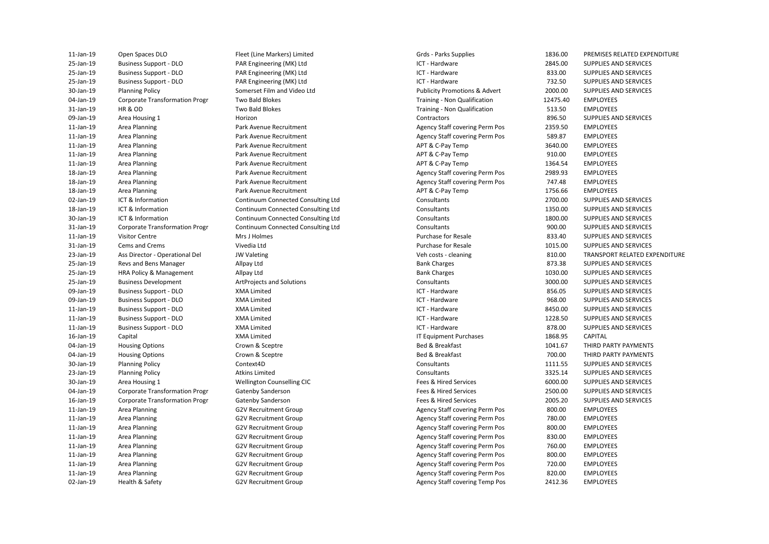| | | | | | |
|---|---|---|---|---|---|
| 11-Jan-19 | Open Spaces DLO | Fleet (Line Markers) Limited | Grds - Parks Supplies | 1836.00 | PREMISES RELATED EXPENDITURE |
| 25-Jan-19 | Business Support - DLO | PAR Engineering (MK) Ltd | ICT - Hardware | 2845.00 | SUPPLIES AND SERVICES |
| 25-Jan-19 | Business Support - DLO | PAR Engineering (MK) Ltd | ICT - Hardware | 833.00 | SUPPLIES AND SERVICES |
| 25-Jan-19 | Business Support - DLO | PAR Engineering (MK) Ltd | ICT - Hardware | 732.50 | SUPPLIES AND SERVICES |
| 30-Jan-19 | Planning Policy | Somerset Film and Video Ltd | Publicity Promotions & Advert | 2000.00 | SUPPLIES AND SERVICES |
| 04-Jan-19 | Corporate Transformation Progr | Two Bald Blokes | Training - Non Qualification | 12475.40 | EMPLOYEES |
| 31-Jan-19 | HR & OD | Two Bald Blokes | Training - Non Qualification | 513.50 | EMPLOYEES |
| 09-Jan-19 | Area Housing 1 | Horizon | Contractors | 896.50 | SUPPLIES AND SERVICES |
| 11-Jan-19 | Area Planning | Park Avenue Recruitment | Agency Staff covering Perm Pos | 2359.50 | EMPLOYEES |
| 11-Jan-19 | Area Planning | Park Avenue Recruitment | Agency Staff covering Perm Pos | 589.87 | EMPLOYEES |
| 11-Jan-19 | Area Planning | Park Avenue Recruitment | APT & C-Pay Temp | 3640.00 | EMPLOYEES |
| 11-Jan-19 | Area Planning | Park Avenue Recruitment | APT & C-Pay Temp | 910.00 | EMPLOYEES |
| 11-Jan-19 | Area Planning | Park Avenue Recruitment | APT & C-Pay Temp | 1364.54 | EMPLOYEES |
| 18-Jan-19 | Area Planning | Park Avenue Recruitment | Agency Staff covering Perm Pos | 2989.93 | EMPLOYEES |
| 18-Jan-19 | Area Planning | Park Avenue Recruitment | Agency Staff covering Perm Pos | 747.48 | EMPLOYEES |
| 18-Jan-19 | Area Planning | Park Avenue Recruitment | APT & C-Pay Temp | 1756.66 | EMPLOYEES |
| 02-Jan-19 | ICT & Information | Continuum Connected Consulting Ltd | Consultants | 2700.00 | SUPPLIES AND SERVICES |
| 18-Jan-19 | ICT & Information | Continuum Connected Consulting Ltd | Consultants | 1350.00 | SUPPLIES AND SERVICES |
| 30-Jan-19 | ICT & Information | Continuum Connected Consulting Ltd | Consultants | 1800.00 | SUPPLIES AND SERVICES |
| 31-Jan-19 | Corporate Transformation Progr | Continuum Connected Consulting Ltd | Consultants | 900.00 | SUPPLIES AND SERVICES |
| 11-Jan-19 | Visitor Centre | Mrs J Holmes | Purchase for Resale | 833.40 | SUPPLIES AND SERVICES |
| 31-Jan-19 | Cems and Crems | Vivedia Ltd | Purchase for Resale | 1015.00 | SUPPLIES AND SERVICES |
| 23-Jan-19 | Ass Director - Operational Del | JW Valeting | Veh costs - cleaning | 810.00 | TRANSPORT RELATED EXPENDITURE |
| 25-Jan-19 | Revs and Bens Manager | Allpay Ltd | Bank Charges | 873.38 | SUPPLIES AND SERVICES |
| 25-Jan-19 | HRA Policy & Management | Allpay Ltd | Bank Charges | 1030.00 | SUPPLIES AND SERVICES |
| 25-Jan-19 | Business Development | ArtProjects and Solutions | Consultants | 3000.00 | SUPPLIES AND SERVICES |
| 09-Jan-19 | Business Support - DLO | XMA Limited | ICT - Hardware | 856.05 | SUPPLIES AND SERVICES |
| 09-Jan-19 | Business Support - DLO | XMA Limited | ICT - Hardware | 968.00 | SUPPLIES AND SERVICES |
| 11-Jan-19 | Business Support - DLO | XMA Limited | ICT - Hardware | 8450.00 | SUPPLIES AND SERVICES |
| 11-Jan-19 | Business Support - DLO | XMA Limited | ICT - Hardware | 1228.50 | SUPPLIES AND SERVICES |
| 11-Jan-19 | Business Support - DLO | XMA Limited | ICT - Hardware | 878.00 | SUPPLIES AND SERVICES |
| 16-Jan-19 | Capital | XMA Limited | IT Equipment Purchases | 1868.95 | CAPITAL |
| 04-Jan-19 | Housing Options | Crown & Sceptre | Bed & Breakfast | 1041.67 | THIRD PARTY PAYMENTS |
| 04-Jan-19 | Housing Options | Crown & Sceptre | Bed & Breakfast | 700.00 | THIRD PARTY PAYMENTS |
| 30-Jan-19 | Planning Policy | Context4D | Consultants | 1111.55 | SUPPLIES AND SERVICES |
| 23-Jan-19 | Planning Policy | Atkins Limited | Consultants | 3325.14 | SUPPLIES AND SERVICES |
| 30-Jan-19 | Area Housing 1 | Wellington Counselling CIC | Fees & Hired Services | 6000.00 | SUPPLIES AND SERVICES |
| 04-Jan-19 | Corporate Transformation Progr | Gatenby Sanderson | Fees & Hired Services | 2500.00 | SUPPLIES AND SERVICES |
| 16-Jan-19 | Corporate Transformation Progr | Gatenby Sanderson | Fees & Hired Services | 2005.20 | SUPPLIES AND SERVICES |
| 11-Jan-19 | Area Planning | G2V Recruitment Group | Agency Staff covering Perm Pos | 800.00 | EMPLOYEES |
| 11-Jan-19 | Area Planning | G2V Recruitment Group | Agency Staff covering Perm Pos | 780.00 | EMPLOYEES |
| 11-Jan-19 | Area Planning | G2V Recruitment Group | Agency Staff covering Perm Pos | 800.00 | EMPLOYEES |
| 11-Jan-19 | Area Planning | G2V Recruitment Group | Agency Staff covering Perm Pos | 830.00 | EMPLOYEES |
| 11-Jan-19 | Area Planning | G2V Recruitment Group | Agency Staff covering Perm Pos | 760.00 | EMPLOYEES |
| 11-Jan-19 | Area Planning | G2V Recruitment Group | Agency Staff covering Perm Pos | 800.00 | EMPLOYEES |
| 11-Jan-19 | Area Planning | G2V Recruitment Group | Agency Staff covering Perm Pos | 720.00 | EMPLOYEES |
| 11-Jan-19 | Area Planning | G2V Recruitment Group | Agency Staff covering Perm Pos | 820.00 | EMPLOYEES |
| 02-Jan-19 | Health & Safety | G2V Recruitment Group | Agency Staff covering Temp Pos | 2412.36 | EMPLOYEES |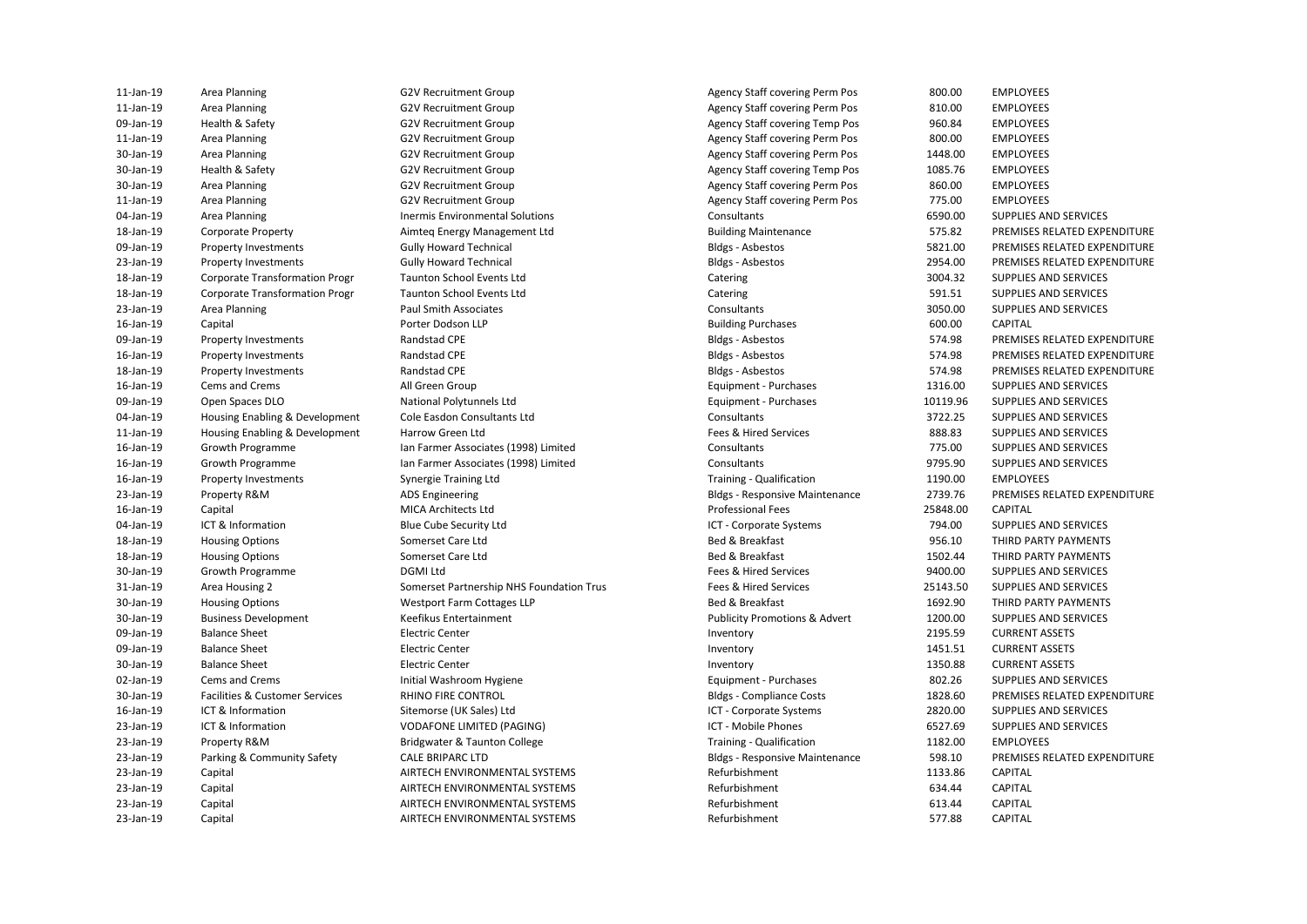| | | | | | |
|---|---|---|---|---|---|
| 11-Jan-19 | Area Planning | G2V Recruitment Group | Agency Staff covering Perm Pos | 800.00 | EMPLOYEES |
| 11-Jan-19 | Area Planning | G2V Recruitment Group | Agency Staff covering Perm Pos | 810.00 | EMPLOYEES |
| 09-Jan-19 | Health & Safety | G2V Recruitment Group | Agency Staff covering Temp Pos | 960.84 | EMPLOYEES |
| 11-Jan-19 | Area Planning | G2V Recruitment Group | Agency Staff covering Perm Pos | 800.00 | EMPLOYEES |
| 30-Jan-19 | Area Planning | G2V Recruitment Group | Agency Staff covering Perm Pos | 1448.00 | EMPLOYEES |
| 30-Jan-19 | Health & Safety | G2V Recruitment Group | Agency Staff covering Temp Pos | 1085.76 | EMPLOYEES |
| 30-Jan-19 | Area Planning | G2V Recruitment Group | Agency Staff covering Perm Pos | 860.00 | EMPLOYEES |
| 11-Jan-19 | Area Planning | G2V Recruitment Group | Agency Staff covering Perm Pos | 775.00 | EMPLOYEES |
| 04-Jan-19 | Area Planning | Inermis Environmental Solutions | Consultants | 6590.00 | SUPPLIES AND SERVICES |
| 18-Jan-19 | Corporate Property | Aimteq Energy Management Ltd | Building Maintenance | 575.82 | PREMISES RELATED EXPENDITURE |
| 09-Jan-19 | Property Investments | Gully Howard Technical | Bldgs - Asbestos | 5821.00 | PREMISES RELATED EXPENDITURE |
| 23-Jan-19 | Property Investments | Gully Howard Technical | Bldgs - Asbestos | 2954.00 | PREMISES RELATED EXPENDITURE |
| 18-Jan-19 | Corporate Transformation Progr | Taunton School Events Ltd | Catering | 3004.32 | SUPPLIES AND SERVICES |
| 18-Jan-19 | Corporate Transformation Progr | Taunton School Events Ltd | Catering | 591.51 | SUPPLIES AND SERVICES |
| 23-Jan-19 | Area Planning | Paul Smith Associates | Consultants | 3050.00 | SUPPLIES AND SERVICES |
| 16-Jan-19 | Capital | Porter Dodson LLP | Building Purchases | 600.00 | CAPITAL |
| 09-Jan-19 | Property Investments | Randstad CPE | Bldgs - Asbestos | 574.98 | PREMISES RELATED EXPENDITURE |
| 16-Jan-19 | Property Investments | Randstad CPE | Bldgs - Asbestos | 574.98 | PREMISES RELATED EXPENDITURE |
| 18-Jan-19 | Property Investments | Randstad CPE | Bldgs - Asbestos | 574.98 | PREMISES RELATED EXPENDITURE |
| 16-Jan-19 | Cems and Crems | All Green Group | Equipment - Purchases | 1316.00 | SUPPLIES AND SERVICES |
| 09-Jan-19 | Open Spaces DLO | National Polytunnels Ltd | Equipment - Purchases | 10119.96 | SUPPLIES AND SERVICES |
| 04-Jan-19 | Housing Enabling & Development | Cole Easdon Consultants Ltd | Consultants | 3722.25 | SUPPLIES AND SERVICES |
| 11-Jan-19 | Housing Enabling & Development | Harrow Green Ltd | Fees & Hired Services | 888.83 | SUPPLIES AND SERVICES |
| 16-Jan-19 | Growth Programme | Ian Farmer Associates (1998) Limited | Consultants | 775.00 | SUPPLIES AND SERVICES |
| 16-Jan-19 | Growth Programme | Ian Farmer Associates (1998) Limited | Consultants | 9795.90 | SUPPLIES AND SERVICES |
| 16-Jan-19 | Property Investments | Synergie Training Ltd | Training - Qualification | 1190.00 | EMPLOYEES |
| 23-Jan-19 | Property R&M | ADS Engineering | Bldgs - Responsive Maintenance | 2739.76 | PREMISES RELATED EXPENDITURE |
| 16-Jan-19 | Capital | MICA Architects Ltd | Professional Fees | 25848.00 | CAPITAL |
| 04-Jan-19 | ICT & Information | Blue Cube Security Ltd | ICT - Corporate Systems | 794.00 | SUPPLIES AND SERVICES |
| 18-Jan-19 | Housing Options | Somerset Care Ltd | Bed & Breakfast | 956.10 | THIRD PARTY PAYMENTS |
| 18-Jan-19 | Housing Options | Somerset Care Ltd | Bed & Breakfast | 1502.44 | THIRD PARTY PAYMENTS |
| 30-Jan-19 | Growth Programme | DGMI Ltd | Fees & Hired Services | 9400.00 | SUPPLIES AND SERVICES |
| 31-Jan-19 | Area Housing 2 | Somerset Partnership NHS Foundation Trus | Fees & Hired Services | 25143.50 | SUPPLIES AND SERVICES |
| 30-Jan-19 | Housing Options | Westport Farm Cottages LLP | Bed & Breakfast | 1692.90 | THIRD PARTY PAYMENTS |
| 30-Jan-19 | Business Development | Keefikus Entertainment | Publicity Promotions & Advert | 1200.00 | SUPPLIES AND SERVICES |
| 09-Jan-19 | Balance Sheet | Electric Center | Inventory | 2195.59 | CURRENT ASSETS |
| 09-Jan-19 | Balance Sheet | Electric Center | Inventory | 1451.51 | CURRENT ASSETS |
| 30-Jan-19 | Balance Sheet | Electric Center | Inventory | 1350.88 | CURRENT ASSETS |
| 02-Jan-19 | Cems and Crems | Initial Washroom Hygiene | Equipment - Purchases | 802.26 | SUPPLIES AND SERVICES |
| 30-Jan-19 | Facilities & Customer Services | RHINO FIRE CONTROL | Bldgs - Compliance Costs | 1828.60 | PREMISES RELATED EXPENDITURE |
| 16-Jan-19 | ICT & Information | Sitemorse (UK Sales) Ltd | ICT - Corporate Systems | 2820.00 | SUPPLIES AND SERVICES |
| 23-Jan-19 | ICT & Information | VODAFONE LIMITED (PAGING) | ICT - Mobile Phones | 6527.69 | SUPPLIES AND SERVICES |
| 23-Jan-19 | Property R&M | Bridgwater & Taunton College | Training - Qualification | 1182.00 | EMPLOYEES |
| 23-Jan-19 | Parking & Community Safety | CALE BRIPARC LTD | Bldgs - Responsive Maintenance | 598.10 | PREMISES RELATED EXPENDITURE |
| 23-Jan-19 | Capital | AIRTECH ENVIRONMENTAL SYSTEMS | Refurbishment | 1133.86 | CAPITAL |
| 23-Jan-19 | Capital | AIRTECH ENVIRONMENTAL SYSTEMS | Refurbishment | 634.44 | CAPITAL |
| 23-Jan-19 | Capital | AIRTECH ENVIRONMENTAL SYSTEMS | Refurbishment | 613.44 | CAPITAL |
| 23-Jan-19 | Capital | AIRTECH ENVIRONMENTAL SYSTEMS | Refurbishment | 577.88 | CAPITAL |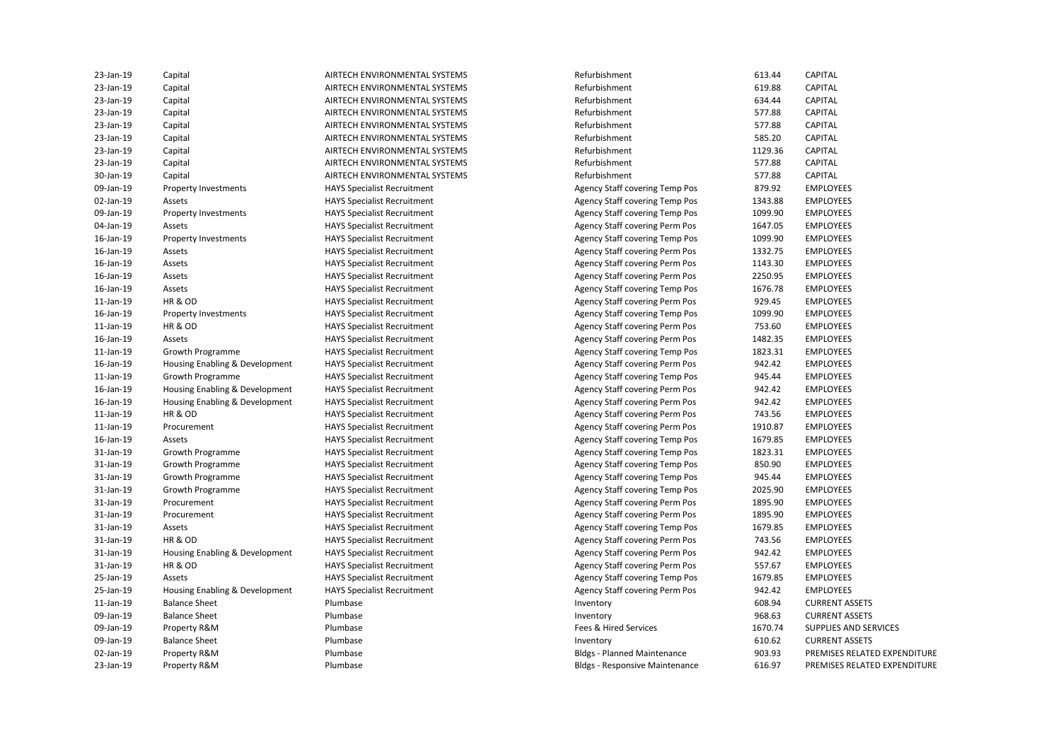| | | | | | |
|---|---|---|---|---|---|
| 23-Jan-19 | Capital | AIRTECH ENVIRONMENTAL SYSTEMS | Refurbishment | 613.44 | CAPITAL |
| 23-Jan-19 | Capital | AIRTECH ENVIRONMENTAL SYSTEMS | Refurbishment | 619.88 | CAPITAL |
| 23-Jan-19 | Capital | AIRTECH ENVIRONMENTAL SYSTEMS | Refurbishment | 634.44 | CAPITAL |
| 23-Jan-19 | Capital | AIRTECH ENVIRONMENTAL SYSTEMS | Refurbishment | 577.88 | CAPITAL |
| 23-Jan-19 | Capital | AIRTECH ENVIRONMENTAL SYSTEMS | Refurbishment | 577.88 | CAPITAL |
| 23-Jan-19 | Capital | AIRTECH ENVIRONMENTAL SYSTEMS | Refurbishment | 585.20 | CAPITAL |
| 23-Jan-19 | Capital | AIRTECH ENVIRONMENTAL SYSTEMS | Refurbishment | 1129.36 | CAPITAL |
| 23-Jan-19 | Capital | AIRTECH ENVIRONMENTAL SYSTEMS | Refurbishment | 577.88 | CAPITAL |
| 30-Jan-19 | Capital | AIRTECH ENVIRONMENTAL SYSTEMS | Refurbishment | 577.88 | CAPITAL |
| 09-Jan-19 | Property Investments | HAYS Specialist Recruitment | Agency Staff covering Temp Pos | 879.92 | EMPLOYEES |
| 02-Jan-19 | Assets | HAYS Specialist Recruitment | Agency Staff covering Temp Pos | 1343.88 | EMPLOYEES |
| 09-Jan-19 | Property Investments | HAYS Specialist Recruitment | Agency Staff covering Temp Pos | 1099.90 | EMPLOYEES |
| 04-Jan-19 | Assets | HAYS Specialist Recruitment | Agency Staff covering Perm Pos | 1647.05 | EMPLOYEES |
| 16-Jan-19 | Property Investments | HAYS Specialist Recruitment | Agency Staff covering Temp Pos | 1099.90 | EMPLOYEES |
| 16-Jan-19 | Assets | HAYS Specialist Recruitment | Agency Staff covering Perm Pos | 1332.75 | EMPLOYEES |
| 16-Jan-19 | Assets | HAYS Specialist Recruitment | Agency Staff covering Perm Pos | 1143.30 | EMPLOYEES |
| 16-Jan-19 | Assets | HAYS Specialist Recruitment | Agency Staff covering Perm Pos | 2250.95 | EMPLOYEES |
| 16-Jan-19 | Assets | HAYS Specialist Recruitment | Agency Staff covering Temp Pos | 1676.78 | EMPLOYEES |
| 11-Jan-19 | HR & OD | HAYS Specialist Recruitment | Agency Staff covering Perm Pos | 929.45 | EMPLOYEES |
| 16-Jan-19 | Property Investments | HAYS Specialist Recruitment | Agency Staff covering Temp Pos | 1099.90 | EMPLOYEES |
| 11-Jan-19 | HR & OD | HAYS Specialist Recruitment | Agency Staff covering Perm Pos | 753.60 | EMPLOYEES |
| 16-Jan-19 | Assets | HAYS Specialist Recruitment | Agency Staff covering Perm Pos | 1482.35 | EMPLOYEES |
| 11-Jan-19 | Growth Programme | HAYS Specialist Recruitment | Agency Staff covering Temp Pos | 1823.31 | EMPLOYEES |
| 16-Jan-19 | Housing Enabling & Development | HAYS Specialist Recruitment | Agency Staff covering Perm Pos | 942.42 | EMPLOYEES |
| 11-Jan-19 | Growth Programme | HAYS Specialist Recruitment | Agency Staff covering Temp Pos | 945.44 | EMPLOYEES |
| 16-Jan-19 | Housing Enabling & Development | HAYS Specialist Recruitment | Agency Staff covering Perm Pos | 942.42 | EMPLOYEES |
| 16-Jan-19 | Housing Enabling & Development | HAYS Specialist Recruitment | Agency Staff covering Perm Pos | 942.42 | EMPLOYEES |
| 11-Jan-19 | HR & OD | HAYS Specialist Recruitment | Agency Staff covering Perm Pos | 743.56 | EMPLOYEES |
| 11-Jan-19 | Procurement | HAYS Specialist Recruitment | Agency Staff covering Perm Pos | 1910.87 | EMPLOYEES |
| 16-Jan-19 | Assets | HAYS Specialist Recruitment | Agency Staff covering Temp Pos | 1679.85 | EMPLOYEES |
| 31-Jan-19 | Growth Programme | HAYS Specialist Recruitment | Agency Staff covering Temp Pos | 1823.31 | EMPLOYEES |
| 31-Jan-19 | Growth Programme | HAYS Specialist Recruitment | Agency Staff covering Temp Pos | 850.90 | EMPLOYEES |
| 31-Jan-19 | Growth Programme | HAYS Specialist Recruitment | Agency Staff covering Temp Pos | 945.44 | EMPLOYEES |
| 31-Jan-19 | Growth Programme | HAYS Specialist Recruitment | Agency Staff covering Temp Pos | 2025.90 | EMPLOYEES |
| 31-Jan-19 | Procurement | HAYS Specialist Recruitment | Agency Staff covering Perm Pos | 1895.90 | EMPLOYEES |
| 31-Jan-19 | Procurement | HAYS Specialist Recruitment | Agency Staff covering Perm Pos | 1895.90 | EMPLOYEES |
| 31-Jan-19 | Assets | HAYS Specialist Recruitment | Agency Staff covering Temp Pos | 1679.85 | EMPLOYEES |
| 31-Jan-19 | HR & OD | HAYS Specialist Recruitment | Agency Staff covering Perm Pos | 743.56 | EMPLOYEES |
| 31-Jan-19 | Housing Enabling & Development | HAYS Specialist Recruitment | Agency Staff covering Perm Pos | 942.42 | EMPLOYEES |
| 31-Jan-19 | HR & OD | HAYS Specialist Recruitment | Agency Staff covering Perm Pos | 557.67 | EMPLOYEES |
| 25-Jan-19 | Assets | HAYS Specialist Recruitment | Agency Staff covering Temp Pos | 1679.85 | EMPLOYEES |
| 25-Jan-19 | Housing Enabling & Development | HAYS Specialist Recruitment | Agency Staff covering Perm Pos | 942.42 | EMPLOYEES |
| 11-Jan-19 | Balance Sheet | Plumbase | Inventory | 608.94 | CURRENT ASSETS |
| 09-Jan-19 | Balance Sheet | Plumbase | Inventory | 968.63 | CURRENT ASSETS |
| 09-Jan-19 | Property R&M | Plumbase | Fees & Hired Services | 1670.74 | SUPPLIES AND SERVICES |
| 09-Jan-19 | Balance Sheet | Plumbase | Inventory | 610.62 | CURRENT ASSETS |
| 02-Jan-19 | Property R&M | Plumbase | Bldgs - Planned Maintenance | 903.93 | PREMISES RELATED EXPENDITURE |
| 23-Jan-19 | Property R&M | Plumbase | Bldgs - Responsive Maintenance | 616.97 | PREMISES RELATED EXPENDITURE |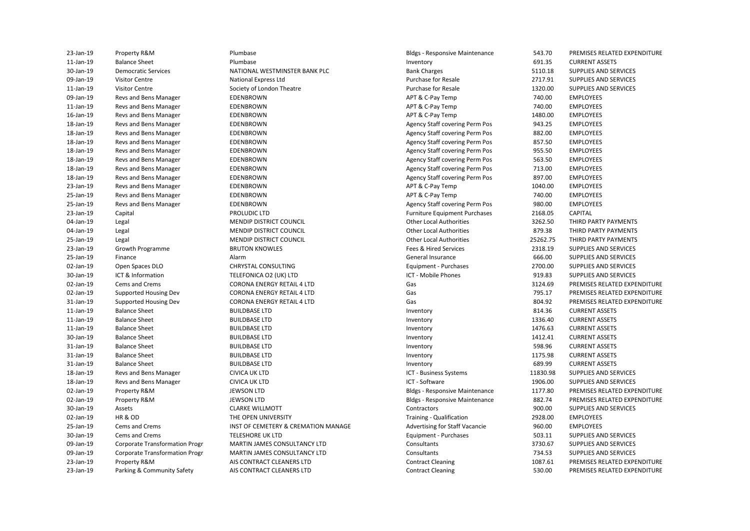| | | | | | |
|---|---|---|---|---|---|
| 23-Jan-19 | Property R&M | Plumbase | Bldgs - Responsive Maintenance | 543.70 | PREMISES RELATED EXPENDITURE |
| 11-Jan-19 | Balance Sheet | Plumbase | Inventory | 691.35 | CURRENT ASSETS |
| 30-Jan-19 | Democratic Services | NATIONAL WESTMINSTER BANK PLC | Bank Charges | 5110.18 | SUPPLIES AND SERVICES |
| 09-Jan-19 | Visitor Centre | National Express Ltd | Purchase for Resale | 2717.91 | SUPPLIES AND SERVICES |
| 11-Jan-19 | Visitor Centre | Society of London Theatre | Purchase for Resale | 1320.00 | SUPPLIES AND SERVICES |
| 09-Jan-19 | Revs and Bens Manager | EDENBROWN | APT & C-Pay Temp | 740.00 | EMPLOYEES |
| 11-Jan-19 | Revs and Bens Manager | EDENBROWN | APT & C-Pay Temp | 740.00 | EMPLOYEES |
| 16-Jan-19 | Revs and Bens Manager | EDENBROWN | APT & C-Pay Temp | 1480.00 | EMPLOYEES |
| 18-Jan-19 | Revs and Bens Manager | EDENBROWN | Agency Staff covering Perm Pos | 943.25 | EMPLOYEES |
| 18-Jan-19 | Revs and Bens Manager | EDENBROWN | Agency Staff covering Perm Pos | 882.00 | EMPLOYEES |
| 18-Jan-19 | Revs and Bens Manager | EDENBROWN | Agency Staff covering Perm Pos | 857.50 | EMPLOYEES |
| 18-Jan-19 | Revs and Bens Manager | EDENBROWN | Agency Staff covering Perm Pos | 955.50 | EMPLOYEES |
| 18-Jan-19 | Revs and Bens Manager | EDENBROWN | Agency Staff covering Perm Pos | 563.50 | EMPLOYEES |
| 18-Jan-19 | Revs and Bens Manager | EDENBROWN | Agency Staff covering Perm Pos | 713.00 | EMPLOYEES |
| 18-Jan-19 | Revs and Bens Manager | EDENBROWN | Agency Staff covering Perm Pos | 897.00 | EMPLOYEES |
| 23-Jan-19 | Revs and Bens Manager | EDENBROWN | APT & C-Pay Temp | 1040.00 | EMPLOYEES |
| 25-Jan-19 | Revs and Bens Manager | EDENBROWN | APT & C-Pay Temp | 740.00 | EMPLOYEES |
| 25-Jan-19 | Revs and Bens Manager | EDENBROWN | Agency Staff covering Perm Pos | 980.00 | EMPLOYEES |
| 23-Jan-19 | Capital | PROLUDIC LTD | Furniture Equipment Purchases | 2168.05 | CAPITAL |
| 04-Jan-19 | Legal | MENDIP DISTRICT COUNCIL | Other Local Authorities | 3262.50 | THIRD PARTY PAYMENTS |
| 04-Jan-19 | Legal | MENDIP DISTRICT COUNCIL | Other Local Authorities | 879.38 | THIRD PARTY PAYMENTS |
| 25-Jan-19 | Legal | MENDIP DISTRICT COUNCIL | Other Local Authorities | 25262.75 | THIRD PARTY PAYMENTS |
| 23-Jan-19 | Growth Programme | BRUTON KNOWLES | Fees & Hired Services | 2318.19 | SUPPLIES AND SERVICES |
| 25-Jan-19 | Finance | Alarm | General Insurance | 666.00 | SUPPLIES AND SERVICES |
| 02-Jan-19 | Open Spaces DLO | CHRYSTAL CONSULTING | Equipment - Purchases | 2700.00 | SUPPLIES AND SERVICES |
| 30-Jan-19 | ICT & Information | TELEFONICA O2 (UK) LTD | ICT - Mobile Phones | 919.83 | SUPPLIES AND SERVICES |
| 02-Jan-19 | Cems and Crems | CORONA ENERGY RETAIL 4 LTD | Gas | 3124.69 | PREMISES RELATED EXPENDITURE |
| 02-Jan-19 | Supported Housing Dev | CORONA ENERGY RETAIL 4 LTD | Gas | 795.17 | PREMISES RELATED EXPENDITURE |
| 31-Jan-19 | Supported Housing Dev | CORONA ENERGY RETAIL 4 LTD | Gas | 804.92 | PREMISES RELATED EXPENDITURE |
| 11-Jan-19 | Balance Sheet | BUILDBASE LTD | Inventory | 814.36 | CURRENT ASSETS |
| 11-Jan-19 | Balance Sheet | BUILDBASE LTD | Inventory | 1336.40 | CURRENT ASSETS |
| 11-Jan-19 | Balance Sheet | BUILDBASE LTD | Inventory | 1476.63 | CURRENT ASSETS |
| 30-Jan-19 | Balance Sheet | BUILDBASE LTD | Inventory | 1412.41 | CURRENT ASSETS |
| 31-Jan-19 | Balance Sheet | BUILDBASE LTD | Inventory | 598.96 | CURRENT ASSETS |
| 31-Jan-19 | Balance Sheet | BUILDBASE LTD | Inventory | 1175.98 | CURRENT ASSETS |
| 31-Jan-19 | Balance Sheet | BUILDBASE LTD | Inventory | 689.99 | CURRENT ASSETS |
| 18-Jan-19 | Revs and Bens Manager | CIVICA UK LTD | ICT - Business Systems | 11830.98 | SUPPLIES AND SERVICES |
| 18-Jan-19 | Revs and Bens Manager | CIVICA UK LTD | ICT - Software | 1906.00 | SUPPLIES AND SERVICES |
| 02-Jan-19 | Property R&M | JEWSON LTD | Bldgs - Responsive Maintenance | 1177.80 | PREMISES RELATED EXPENDITURE |
| 02-Jan-19 | Property R&M | JEWSON LTD | Bldgs - Responsive Maintenance | 882.74 | PREMISES RELATED EXPENDITURE |
| 30-Jan-19 | Assets | CLARKE WILLMOTT | Contractors | 900.00 | SUPPLIES AND SERVICES |
| 02-Jan-19 | HR & OD | THE OPEN UNIVERSITY | Training - Qualification | 2928.00 | EMPLOYEES |
| 25-Jan-19 | Cems and Crems | INST OF CEMETERY & CREMATION MANAGE | Advertising for Staff Vacancie | 960.00 | EMPLOYEES |
| 30-Jan-19 | Cems and Crems | TELESHORE UK LTD | Equipment - Purchases | 503.11 | SUPPLIES AND SERVICES |
| 09-Jan-19 | Corporate Transformation Progr | MARTIN JAMES CONSULTANCY LTD | Consultants | 3730.67 | SUPPLIES AND SERVICES |
| 09-Jan-19 | Corporate Transformation Progr | MARTIN JAMES CONSULTANCY LTD | Consultants | 734.53 | SUPPLIES AND SERVICES |
| 23-Jan-19 | Property R&M | AIS CONTRACT CLEANERS LTD | Contract Cleaning | 1087.61 | PREMISES RELATED EXPENDITURE |
| 23-Jan-19 | Parking & Community Safety | AIS CONTRACT CLEANERS LTD | Contract Cleaning | 530.00 | PREMISES RELATED EXPENDITURE |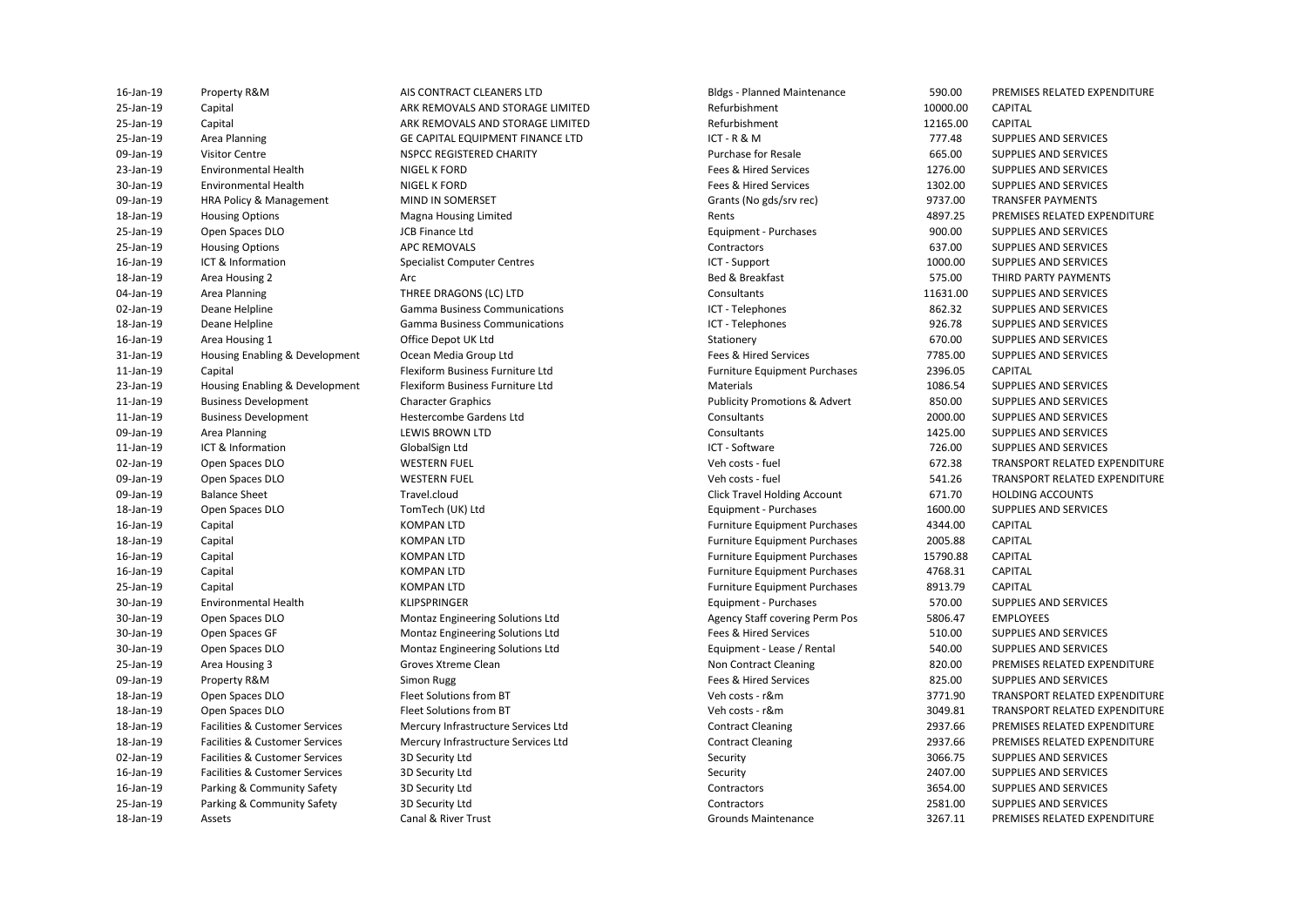| | | | | | |
|---|---|---|---|---|---|
| 16-Jan-19 | Property R&M | AIS CONTRACT CLEANERS LTD | Bldgs - Planned Maintenance | 590.00 | PREMISES RELATED EXPENDITURE |
| 25-Jan-19 | Capital | ARK REMOVALS AND STORAGE LIMITED | Refurbishment | 10000.00 | CAPITAL |
| 25-Jan-19 | Capital | ARK REMOVALS AND STORAGE LIMITED | Refurbishment | 12165.00 | CAPITAL |
| 25-Jan-19 | Area Planning | GE CAPITAL EQUIPMENT FINANCE LTD | ICT - R & M | 777.48 | SUPPLIES AND SERVICES |
| 09-Jan-19 | Visitor Centre | NSPCC REGISTERED CHARITY | Purchase for Resale | 665.00 | SUPPLIES AND SERVICES |
| 23-Jan-19 | Environmental Health | NIGEL K FORD | Fees & Hired Services | 1276.00 | SUPPLIES AND SERVICES |
| 30-Jan-19 | Environmental Health | NIGEL K FORD | Fees & Hired Services | 1302.00 | SUPPLIES AND SERVICES |
| 09-Jan-19 | HRA Policy & Management | MIND IN SOMERSET | Grants (No gds/srv rec) | 9737.00 | TRANSFER PAYMENTS |
| 18-Jan-19 | Housing Options | Magna Housing Limited | Rents | 4897.25 | PREMISES RELATED EXPENDITURE |
| 25-Jan-19 | Open Spaces DLO | JCB Finance Ltd | Equipment - Purchases | 900.00 | SUPPLIES AND SERVICES |
| 25-Jan-19 | Housing Options | APC REMOVALS | Contractors | 637.00 | SUPPLIES AND SERVICES |
| 16-Jan-19 | ICT & Information | Specialist Computer Centres | ICT - Support | 1000.00 | SUPPLIES AND SERVICES |
| 18-Jan-19 | Area Housing 2 | Arc | Bed & Breakfast | 575.00 | THIRD PARTY PAYMENTS |
| 04-Jan-19 | Area Planning | THREE DRAGONS (LC) LTD | Consultants | 11631.00 | SUPPLIES AND SERVICES |
| 02-Jan-19 | Deane Helpline | Gamma Business Communications | ICT - Telephones | 862.32 | SUPPLIES AND SERVICES |
| 18-Jan-19 | Deane Helpline | Gamma Business Communications | ICT - Telephones | 926.78 | SUPPLIES AND SERVICES |
| 16-Jan-19 | Area Housing 1 | Office Depot UK Ltd | Stationery | 670.00 | SUPPLIES AND SERVICES |
| 31-Jan-19 | Housing Enabling & Development | Ocean Media Group Ltd | Fees & Hired Services | 7785.00 | SUPPLIES AND SERVICES |
| 11-Jan-19 | Capital | Flexiform Business Furniture Ltd | Furniture Equipment Purchases | 2396.05 | CAPITAL |
| 23-Jan-19 | Housing Enabling & Development | Flexiform Business Furniture Ltd | Materials | 1086.54 | SUPPLIES AND SERVICES |
| 11-Jan-19 | Business Development | Character Graphics | Publicity Promotions & Advert | 850.00 | SUPPLIES AND SERVICES |
| 11-Jan-19 | Business Development | Hestercombe Gardens Ltd | Consultants | 2000.00 | SUPPLIES AND SERVICES |
| 09-Jan-19 | Area Planning | LEWIS BROWN LTD | Consultants | 1425.00 | SUPPLIES AND SERVICES |
| 11-Jan-19 | ICT & Information | GlobalSign Ltd | ICT - Software | 726.00 | SUPPLIES AND SERVICES |
| 02-Jan-19 | Open Spaces DLO | WESTERN FUEL | Veh costs - fuel | 672.38 | TRANSPORT RELATED EXPENDITURE |
| 09-Jan-19 | Open Spaces DLO | WESTERN FUEL | Veh costs - fuel | 541.26 | TRANSPORT RELATED EXPENDITURE |
| 09-Jan-19 | Balance Sheet | Travel.cloud | Click Travel Holding Account | 671.70 | HOLDING ACCOUNTS |
| 18-Jan-19 | Open Spaces DLO | TomTech (UK) Ltd | Equipment - Purchases | 1600.00 | SUPPLIES AND SERVICES |
| 16-Jan-19 | Capital | KOMPAN LTD | Furniture Equipment Purchases | 4344.00 | CAPITAL |
| 18-Jan-19 | Capital | KOMPAN LTD | Furniture Equipment Purchases | 2005.88 | CAPITAL |
| 16-Jan-19 | Capital | KOMPAN LTD | Furniture Equipment Purchases | 15790.88 | CAPITAL |
| 16-Jan-19 | Capital | KOMPAN LTD | Furniture Equipment Purchases | 4768.31 | CAPITAL |
| 25-Jan-19 | Capital | KOMPAN LTD | Furniture Equipment Purchases | 8913.79 | CAPITAL |
| 30-Jan-19 | Environmental Health | KLIPSPRINGER | Equipment - Purchases | 570.00 | SUPPLIES AND SERVICES |
| 30-Jan-19 | Open Spaces DLO | Montaz Engineering Solutions Ltd | Agency Staff covering Perm Pos | 5806.47 | EMPLOYEES |
| 30-Jan-19 | Open Spaces GF | Montaz Engineering Solutions Ltd | Fees & Hired Services | 510.00 | SUPPLIES AND SERVICES |
| 30-Jan-19 | Open Spaces DLO | Montaz Engineering Solutions Ltd | Equipment - Lease / Rental | 540.00 | SUPPLIES AND SERVICES |
| 25-Jan-19 | Area Housing 3 | Groves Xtreme Clean | Non Contract Cleaning | 820.00 | PREMISES RELATED EXPENDITURE |
| 09-Jan-19 | Property R&M | Simon Rugg | Fees & Hired Services | 825.00 | SUPPLIES AND SERVICES |
| 18-Jan-19 | Open Spaces DLO | Fleet Solutions from BT | Veh costs - r&m | 3771.90 | TRANSPORT RELATED EXPENDITURE |
| 18-Jan-19 | Open Spaces DLO | Fleet Solutions from BT | Veh costs - r&m | 3049.81 | TRANSPORT RELATED EXPENDITURE |
| 18-Jan-19 | Facilities & Customer Services | Mercury Infrastructure Services Ltd | Contract Cleaning | 2937.66 | PREMISES RELATED EXPENDITURE |
| 18-Jan-19 | Facilities & Customer Services | Mercury Infrastructure Services Ltd | Contract Cleaning | 2937.66 | PREMISES RELATED EXPENDITURE |
| 02-Jan-19 | Facilities & Customer Services | 3D Security Ltd | Security | 3066.75 | SUPPLIES AND SERVICES |
| 16-Jan-19 | Facilities & Customer Services | 3D Security Ltd | Security | 2407.00 | SUPPLIES AND SERVICES |
| 16-Jan-19 | Parking & Community Safety | 3D Security Ltd | Contractors | 3654.00 | SUPPLIES AND SERVICES |
| 25-Jan-19 | Parking & Community Safety | 3D Security Ltd | Contractors | 2581.00 | SUPPLIES AND SERVICES |
| 18-Jan-19 | Assets | Canal & River Trust | Grounds Maintenance | 3267.11 | PREMISES RELATED EXPENDITURE |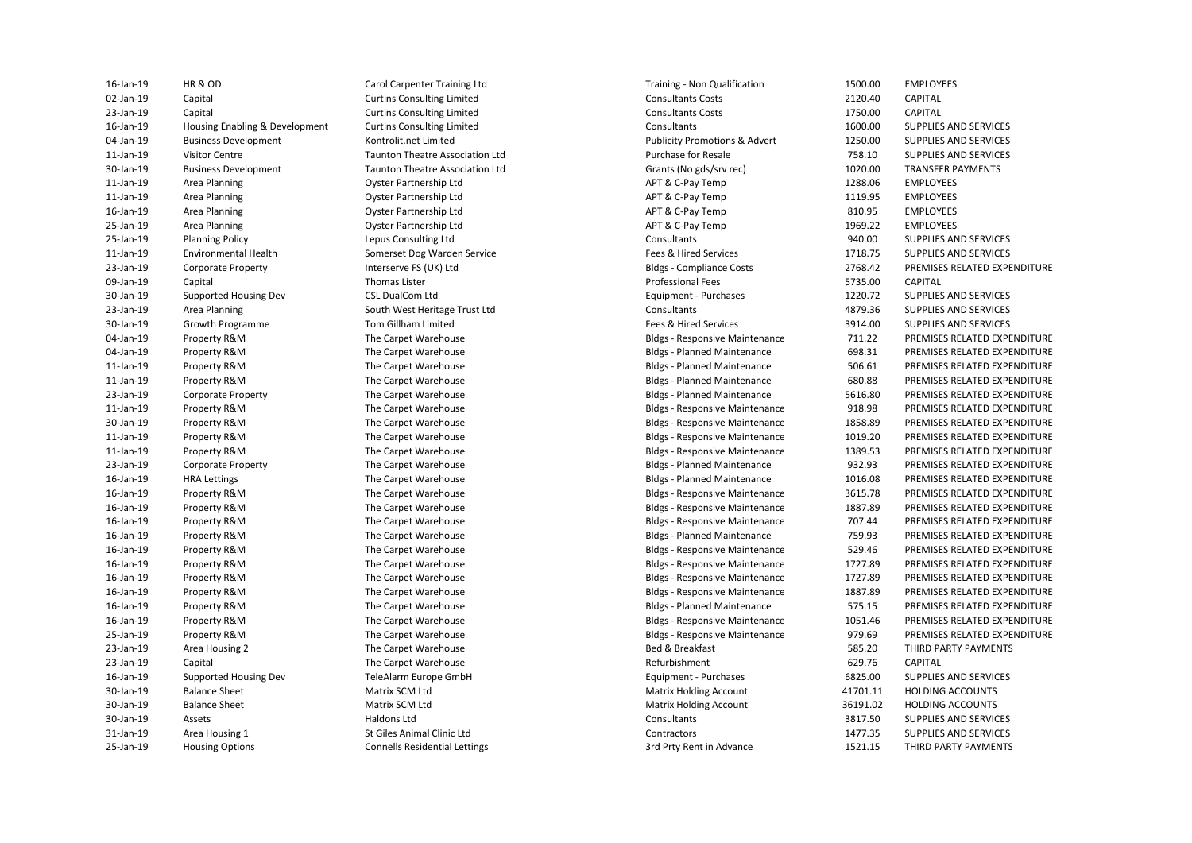| | | | | | |
|---|---|---|---|---|---|
| 16-Jan-19 | HR & OD | Carol Carpenter Training Ltd | Training - Non Qualification | 1500.00 | EMPLOYEES |
| 02-Jan-19 | Capital | Curtins Consulting Limited | Consultants Costs | 2120.40 | CAPITAL |
| 23-Jan-19 | Capital | Curtins Consulting Limited | Consultants Costs | 1750.00 | CAPITAL |
| 16-Jan-19 | Housing Enabling & Development | Curtins Consulting Limited | Consultants | 1600.00 | SUPPLIES AND SERVICES |
| 04-Jan-19 | Business Development | Kontrolit.net Limited | Publicity Promotions & Advert | 1250.00 | SUPPLIES AND SERVICES |
| 11-Jan-19 | Visitor Centre | Taunton Theatre Association Ltd | Purchase for Resale | 758.10 | SUPPLIES AND SERVICES |
| 30-Jan-19 | Business Development | Taunton Theatre Association Ltd | Grants (No gds/srv rec) | 1020.00 | TRANSFER PAYMENTS |
| 11-Jan-19 | Area Planning | Oyster Partnership Ltd | APT & C-Pay Temp | 1288.06 | EMPLOYEES |
| 11-Jan-19 | Area Planning | Oyster Partnership Ltd | APT & C-Pay Temp | 1119.95 | EMPLOYEES |
| 16-Jan-19 | Area Planning | Oyster Partnership Ltd | APT & C-Pay Temp | 810.95 | EMPLOYEES |
| 25-Jan-19 | Area Planning | Oyster Partnership Ltd | APT & C-Pay Temp | 1969.22 | EMPLOYEES |
| 25-Jan-19 | Planning Policy | Lepus Consulting Ltd | Consultants | 940.00 | SUPPLIES AND SERVICES |
| 11-Jan-19 | Environmental Health | Somerset Dog Warden Service | Fees & Hired Services | 1718.75 | SUPPLIES AND SERVICES |
| 23-Jan-19 | Corporate Property | Interserve FS (UK) Ltd | Bldgs - Compliance Costs | 2768.42 | PREMISES RELATED EXPENDITURE |
| 09-Jan-19 | Capital | Thomas Lister | Professional Fees | 5735.00 | CAPITAL |
| 30-Jan-19 | Supported Housing Dev | CSL DualCom Ltd | Equipment - Purchases | 1220.72 | SUPPLIES AND SERVICES |
| 23-Jan-19 | Area Planning | South West Heritage Trust Ltd | Consultants | 4879.36 | SUPPLIES AND SERVICES |
| 30-Jan-19 | Growth Programme | Tom Gillham Limited | Fees & Hired Services | 3914.00 | SUPPLIES AND SERVICES |
| 04-Jan-19 | Property R&M | The Carpet Warehouse | Bldgs - Responsive Maintenance | 711.22 | PREMISES RELATED EXPENDITURE |
| 04-Jan-19 | Property R&M | The Carpet Warehouse | Bldgs - Planned Maintenance | 698.31 | PREMISES RELATED EXPENDITURE |
| 11-Jan-19 | Property R&M | The Carpet Warehouse | Bldgs - Planned Maintenance | 506.61 | PREMISES RELATED EXPENDITURE |
| 11-Jan-19 | Property R&M | The Carpet Warehouse | Bldgs - Planned Maintenance | 680.88 | PREMISES RELATED EXPENDITURE |
| 23-Jan-19 | Corporate Property | The Carpet Warehouse | Bldgs - Planned Maintenance | 5616.80 | PREMISES RELATED EXPENDITURE |
| 11-Jan-19 | Property R&M | The Carpet Warehouse | Bldgs - Responsive Maintenance | 918.98 | PREMISES RELATED EXPENDITURE |
| 30-Jan-19 | Property R&M | The Carpet Warehouse | Bldgs - Responsive Maintenance | 1858.89 | PREMISES RELATED EXPENDITURE |
| 11-Jan-19 | Property R&M | The Carpet Warehouse | Bldgs - Responsive Maintenance | 1019.20 | PREMISES RELATED EXPENDITURE |
| 11-Jan-19 | Property R&M | The Carpet Warehouse | Bldgs - Responsive Maintenance | 1389.53 | PREMISES RELATED EXPENDITURE |
| 23-Jan-19 | Corporate Property | The Carpet Warehouse | Bldgs - Planned Maintenance | 932.93 | PREMISES RELATED EXPENDITURE |
| 16-Jan-19 | HRA Lettings | The Carpet Warehouse | Bldgs - Planned Maintenance | 1016.08 | PREMISES RELATED EXPENDITURE |
| 16-Jan-19 | Property R&M | The Carpet Warehouse | Bldgs - Responsive Maintenance | 3615.78 | PREMISES RELATED EXPENDITURE |
| 16-Jan-19 | Property R&M | The Carpet Warehouse | Bldgs - Responsive Maintenance | 1887.89 | PREMISES RELATED EXPENDITURE |
| 16-Jan-19 | Property R&M | The Carpet Warehouse | Bldgs - Responsive Maintenance | 707.44 | PREMISES RELATED EXPENDITURE |
| 16-Jan-19 | Property R&M | The Carpet Warehouse | Bldgs - Planned Maintenance | 759.93 | PREMISES RELATED EXPENDITURE |
| 16-Jan-19 | Property R&M | The Carpet Warehouse | Bldgs - Responsive Maintenance | 529.46 | PREMISES RELATED EXPENDITURE |
| 16-Jan-19 | Property R&M | The Carpet Warehouse | Bldgs - Responsive Maintenance | 1727.89 | PREMISES RELATED EXPENDITURE |
| 16-Jan-19 | Property R&M | The Carpet Warehouse | Bldgs - Responsive Maintenance | 1727.89 | PREMISES RELATED EXPENDITURE |
| 16-Jan-19 | Property R&M | The Carpet Warehouse | Bldgs - Responsive Maintenance | 1887.89 | PREMISES RELATED EXPENDITURE |
| 16-Jan-19 | Property R&M | The Carpet Warehouse | Bldgs - Planned Maintenance | 575.15 | PREMISES RELATED EXPENDITURE |
| 16-Jan-19 | Property R&M | The Carpet Warehouse | Bldgs - Responsive Maintenance | 1051.46 | PREMISES RELATED EXPENDITURE |
| 25-Jan-19 | Property R&M | The Carpet Warehouse | Bldgs - Responsive Maintenance | 979.69 | PREMISES RELATED EXPENDITURE |
| 23-Jan-19 | Area Housing 2 | The Carpet Warehouse | Bed & Breakfast | 585.20 | THIRD PARTY PAYMENTS |
| 23-Jan-19 | Capital | The Carpet Warehouse | Refurbishment | 629.76 | CAPITAL |
| 16-Jan-19 | Supported Housing Dev | TeleAlarm Europe GmbH | Equipment - Purchases | 6825.00 | SUPPLIES AND SERVICES |
| 30-Jan-19 | Balance Sheet | Matrix SCM Ltd | Matrix Holding Account | 41701.11 | HOLDING ACCOUNTS |
| 30-Jan-19 | Balance Sheet | Matrix SCM Ltd | Matrix Holding Account | 36191.02 | HOLDING ACCOUNTS |
| 30-Jan-19 | Assets | Haldons Ltd | Consultants | 3817.50 | SUPPLIES AND SERVICES |
| 31-Jan-19 | Area Housing 1 | St Giles Animal Clinic Ltd | Contractors | 1477.35 | SUPPLIES AND SERVICES |
| 25-Jan-19 | Housing Options | Connells Residential Lettings | 3rd Prty Rent in Advance | 1521.15 | THIRD PARTY PAYMENTS |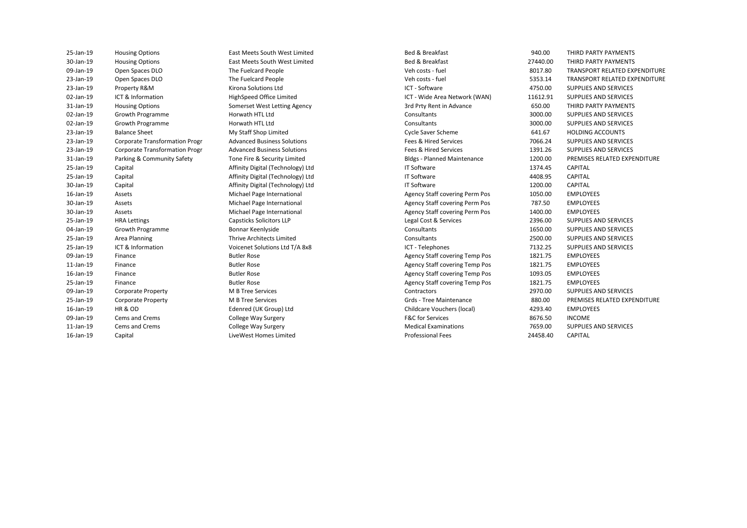| | | | | | |
|---|---|---|---|---|---|
| 25-Jan-19 | Housing Options | East Meets South West Limited | Bed & Breakfast | 940.00 | THIRD PARTY PAYMENTS |
| 30-Jan-19 | Housing Options | East Meets South West Limited | Bed & Breakfast | 27440.00 | THIRD PARTY PAYMENTS |
| 09-Jan-19 | Open Spaces DLO | The Fuelcard People | Veh costs - fuel | 8017.80 | TRANSPORT RELATED EXPENDITURE |
| 23-Jan-19 | Open Spaces DLO | The Fuelcard People | Veh costs - fuel | 5353.14 | TRANSPORT RELATED EXPENDITURE |
| 23-Jan-19 | Property R&M | Kirona Solutions Ltd | ICT - Software | 4750.00 | SUPPLIES AND SERVICES |
| 02-Jan-19 | ICT & Information | HighSpeed Office Limited | ICT - Wide Area Network (WAN) | 11612.91 | SUPPLIES AND SERVICES |
| 31-Jan-19 | Housing Options | Somerset West Letting Agency | 3rd Prty Rent in Advance | 650.00 | THIRD PARTY PAYMENTS |
| 02-Jan-19 | Growth Programme | Horwath HTL Ltd | Consultants | 3000.00 | SUPPLIES AND SERVICES |
| 02-Jan-19 | Growth Programme | Horwath HTL Ltd | Consultants | 3000.00 | SUPPLIES AND SERVICES |
| 23-Jan-19 | Balance Sheet | My Staff Shop Limited | Cycle Saver Scheme | 641.67 | HOLDING ACCOUNTS |
| 23-Jan-19 | Corporate Transformation Progr | Advanced Business Solutions | Fees & Hired Services | 7066.24 | SUPPLIES AND SERVICES |
| 23-Jan-19 | Corporate Transformation Progr | Advanced Business Solutions | Fees & Hired Services | 1391.26 | SUPPLIES AND SERVICES |
| 31-Jan-19 | Parking & Community Safety | Tone Fire & Security Limited | Bldgs - Planned Maintenance | 1200.00 | PREMISES RELATED EXPENDITURE |
| 25-Jan-19 | Capital | Affinity Digital (Technology) Ltd | IT Software | 1374.45 | CAPITAL |
| 25-Jan-19 | Capital | Affinity Digital (Technology) Ltd | IT Software | 4408.95 | CAPITAL |
| 30-Jan-19 | Capital | Affinity Digital (Technology) Ltd | IT Software | 1200.00 | CAPITAL |
| 16-Jan-19 | Assets | Michael Page International | Agency Staff covering Perm Pos | 1050.00 | EMPLOYEES |
| 30-Jan-19 | Assets | Michael Page International | Agency Staff covering Perm Pos | 787.50 | EMPLOYEES |
| 30-Jan-19 | Assets | Michael Page International | Agency Staff covering Perm Pos | 1400.00 | EMPLOYEES |
| 25-Jan-19 | HRA Lettings | Capsticks Solicitors LLP | Legal Cost & Services | 2396.00 | SUPPLIES AND SERVICES |
| 04-Jan-19 | Growth Programme | Bonnar Keenlyside | Consultants | 1650.00 | SUPPLIES AND SERVICES |
| 25-Jan-19 | Area Planning | Thrive Architects Limited | Consultants | 2500.00 | SUPPLIES AND SERVICES |
| 25-Jan-19 | ICT & Information | Voicenet Solutions Ltd T/A 8x8 | ICT - Telephones | 7132.25 | SUPPLIES AND SERVICES |
| 09-Jan-19 | Finance | Butler Rose | Agency Staff covering Temp Pos | 1821.75 | EMPLOYEES |
| 11-Jan-19 | Finance | Butler Rose | Agency Staff covering Temp Pos | 1821.75 | EMPLOYEES |
| 16-Jan-19 | Finance | Butler Rose | Agency Staff covering Temp Pos | 1093.05 | EMPLOYEES |
| 25-Jan-19 | Finance | Butler Rose | Agency Staff covering Temp Pos | 1821.75 | EMPLOYEES |
| 09-Jan-19 | Corporate Property | M B Tree Services | Contractors | 2970.00 | SUPPLIES AND SERVICES |
| 25-Jan-19 | Corporate Property | M B Tree Services | Grds - Tree Maintenance | 880.00 | PREMISES RELATED EXPENDITURE |
| 16-Jan-19 | HR & OD | Edenred (UK Group) Ltd | Childcare Vouchers (local) | 4293.40 | EMPLOYEES |
| 09-Jan-19 | Cems and Crems | College Way Surgery | F&C for Services | 8676.50 | INCOME |
| 11-Jan-19 | Cems and Crems | College Way Surgery | Medical Examinations | 7659.00 | SUPPLIES AND SERVICES |
| 16-Jan-19 | Capital | LiveWest Homes Limited | Professional Fees | 24458.40 | CAPITAL |